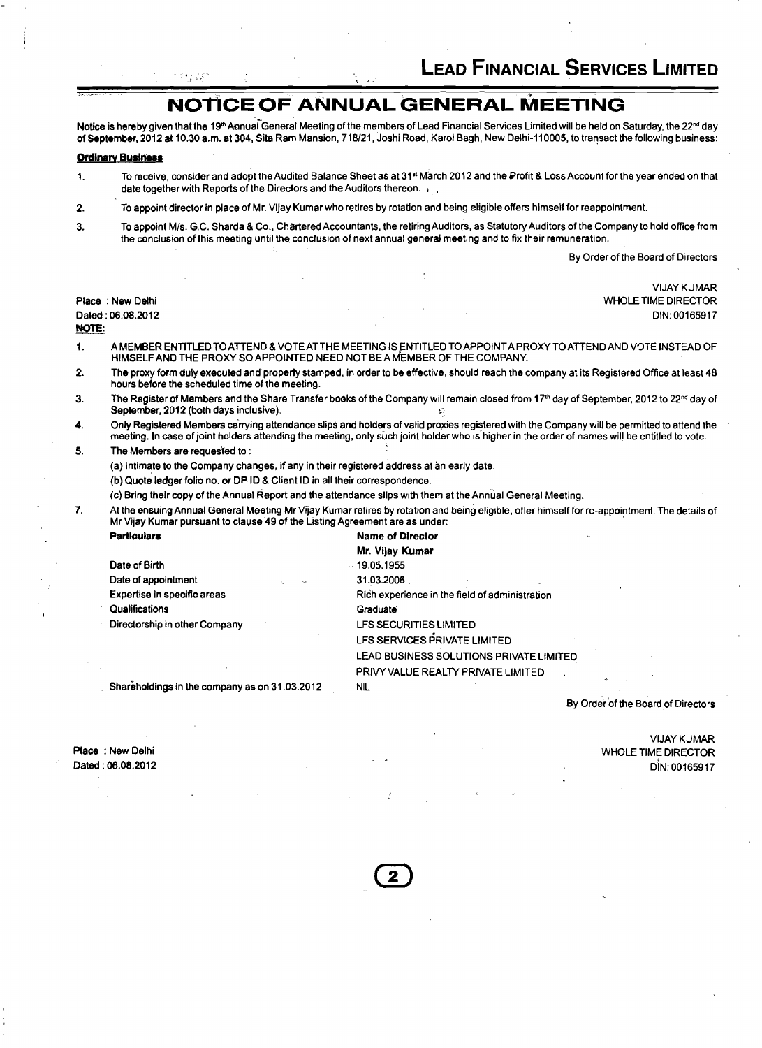# LEAD FINANCIAL SERVICES LIMITED

## NOTICE OF ANNUAL GENERAL MEETING

**Notice is hereby given that the 19th Annual General Meeting of the members of Lead Financial Services Limited will be held on Saturday, the 22nd day of September, 2012 at 10.30 a.m. at 304, Sita Ram Mansion, 718/21, Joshi Road, Karol Bagh, New Delhi-110005, to transact the following business:**

**Ordinary Business**

1. To receive, consider and adopt the Audited Balance Sheet as at 31st March 2012 and the Profit & Loss Account for the year ended on that date together with Reports of the Directors and the Auditors thereon.
2. To appoint director in place of Mr. Vijay Kumar who retires by rotation and being eligible offers himself for reappointment.
3. To appoint M/s. G.C. Sharda & Co., Chartered Accountants, the retiring Auditors, as Statutory Auditors of the Company to hold office from the conclusion of this meeting until the conclusion of next annual general meeting and to fix their remuneration.

By Order of the Board of Directors

VIJAY KUMAR
WHOLE TIME DIRECTOR
DIN: 00165917

Place : New Delhi
Dated : 06.08.2012

**NOTE:**

1. A MEMBER ENTITLED TO ATTEND & VOTE AT THE MEETING IS ENTITLED TO APPOINT A PROXY TO ATTEND AND VOTE INSTEAD OF HIMSELF AND THE PROXY SO APPOINTED NEED NOT BE A MEMBER OF THE COMPANY.
2. The proxy form duly executed and properly stamped, in order to be effective, should reach the company at its Registered Office at least 48 hours before the scheduled time of the meeting.
3. The Register of Members and the Share Transfer books of the Company will remain closed from 17th day of September, 2012 to 22nd day of September, 2012 (both days inclusive).
4. Only Registered Members carrying attendance slips and holders of valid proxies registered with the Company will be permitted to attend the meeting. In case of joint holders attending the meeting, only such joint holder who is higher in the order of names will be entitled to vote.
5. The Members are requested to :

   (a) Intimate to the Company changes, if any in their registered address at an early date.

   (b) Quote ledger folio no. or DP ID & Client ID in all their correspondence.

   (c) Bring their copy of the Annual Report and the attendance slips with them at the Annual General Meeting.

7. At the ensuing Annual General Meeting Mr Vijay Kumar retires by rotation and being eligible, offer himself for re-appointment. The details of Mr Vijay Kumar pursuant to clause 49 of the Listing Agreement are as under:

| **Particulars** | **Name of Director** |
|---|---|
| | **Mr. Vijay Kumar** |
| Date of Birth | 19.05.1955 |
| Date of appointment | 31.03.2006 |
| Expertise in specific areas | Rich experience in the field of administration |
| Qualifications | Graduate |
| Directorship in other Company | LFS SECURITIES LIMITED |
| | LFS SERVICES PRIVATE LIMITED |
| | LEAD BUSINESS SOLUTIONS PRIVATE LIMITED |
| | PRIVY VALUE REALTY PRIVATE LIMITED |
| Shareholdings in the company as on 31.03.2012 | NIL |

By Order of the Board of Directors

VIJAY KUMAR
WHOLE TIME DIRECTOR
DIN: 00165917

Place : New Delhi
Dated : 06.08.2012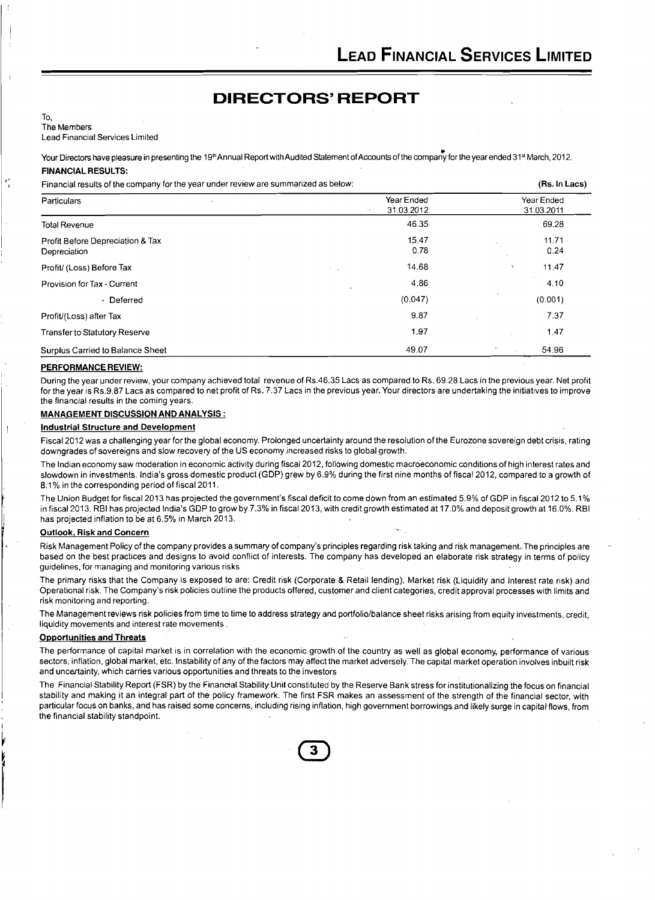# DIRECTORS' REPORT

To,
The Members
Lead Financial Services Limited

Your Directors have pleasure in presenting the 19th Annual Report with Audited Statement of Accounts of the company for the year ended 31st March, 2012.

**FINANCIAL RESULTS:**

Financial results of the company for the year under review are summarized as below: **(Rs. In Lacs)**

| Particulars | Year Ended 31.03.2012 | Year Ended 31.03.2011 |
|---|---|---|
| Total Revenue | 46.35 | 69.28 |
| Profit Before Depreciation & Tax | 15.47 | 11.71 |
| Depreciation | 0.78 | 0.24 |
| Profit/ (Loss) Before Tax | 14.68 | 11.47 |
| Provision for Tax - Current | 4.86 | 4.10 |
| - Deferred | (0.047) | (0.001) |
| Profit/(Loss) after Tax | 9.87 | 7.37 |
| Transfer to Statutory Reserve | 1.97 | 1.47 |
| Surplus Carried to Balance Sheet | 49.07 | 54.96 |

**PERFORMANCE REVIEW:**

During the year under review, your company achieved total revenue of Rs.46.35 Lacs as compared to Rs. 69.28 Lacs in the previous year. Net profit for the year is Rs.9.87 Lacs as compared to net profit of Rs. 7.37 Lacs in the previous year. Your directors are undertaking the initiatives to improve the financial results in the coming years.

**MANAGEMENT DISCUSSION AND ANALYSIS :**

**Industrial Structure and Development**

Fiscal 2012 was a challenging year for the global economy. Prolonged uncertainty around the resolution of the Eurozone sovereign debt crisis, rating downgrades of sovereigns and slow recovery of the US economy increased risks to global growth.

The Indian economy saw moderation in economic activity during fiscal 2012, following domestic macroeconomic conditions of high interest rates and slowdown in investments. India's gross domestic product (GDP) grew by 6.9% during the first nine months of fiscal 2012, compared to a growth of 8.1% in the corresponding period of fiscal 2011.

The Union Budget for fiscal 2013 has projected the government's fiscal deficit to come down from an estimated 5.9% of GDP in fiscal 2012 to 5.1% in fiscal 2013. RBI has projected India's GDP to grow by 7.3% in fiscal 2013, with credit growth estimated at 17.0% and deposit growth at 16.0%. RBI has projected inflation to be at 6.5% in March 2013.

**Outlook, Risk and Concern**

Risk Management Policy of the company provides a summary of company's principles regarding risk taking and risk management. The principles are based on the best practices and designs to avoid conflict of interests. The company has developed an elaborate risk strategy in terms of policy guidelines, for managing and monitoring various risks

The primary risks that the Company is exposed to are: Credit risk (Corporate & Retail lending), Market risk (Liquidity and Interest rate risk) and Operational risk. The Company's risk policies outline the products offered, customer and client categories, credit approval processes with limits and risk monitoring and reporting.

The Management reviews risk policies from time to time to address strategy and portfolio/balance sheet risks arising from equity investments, credit, liquidity movements and interest rate movements .

**Opportunities and Threats**

The performance of capital market is in correlation with the economic growth of the country as well as global economy, performance of various sectors, inflation, global market, etc. Instability of any of the factors may affect the market adversely. The capital market operation involves inbuilt risk and uncertainty, which carries various opportunities and threats to the investors

The Financial Stability Report (FSR) by the Financial Stability Unit constituted by the Reserve Bank stress for institutionalizing the focus on financial stability and making it an integral part of the policy framework. The first FSR makes an assessment of the strength of the financial sector, with particular focus on banks, and has raised some concerns, including rising inflation, high government borrowings and likely surge in capital flows, from the financial stability standpoint.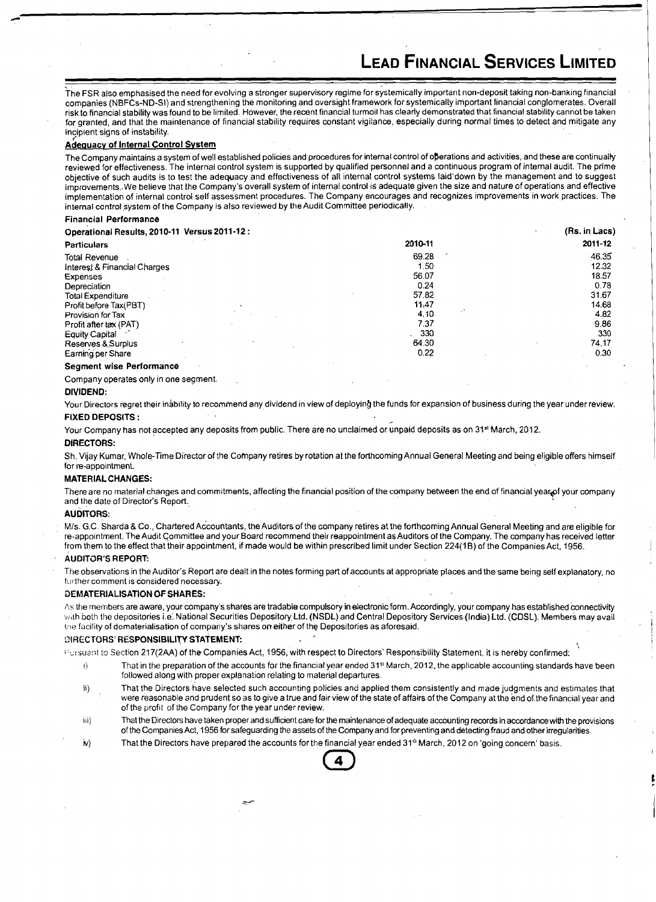The FSR also emphasised the need for evolving a stronger supervisory regime for systemically important non-deposit taking non-banking financial companies (NBFCs-ND-SI) and strengthening the monitoring and oversight framework for systemically important financial conglomerates. Overall risk to financial stability was found to be limited. However, the recent financial turmoil has clearly demonstrated that financial stability cannot be taken for granted, and that the maintenance of financial stability requires constant vigilance, especially during normal times to detect and mitigate any incipient signs of instability.

**Adequacy of Internal Control System**

The Company maintains a system of well established policies and procedures for internal control of operations and activities, and these are continually reviewed for effectiveness. The internal control system is supported by qualified personnel and a continuous program of internal audit. The prime objective of such audits is to test the adequacy and effectiveness of all internal control systems laid down by the management and to suggest improvements. We believe that the Company's overall system of internal control is adequate given the size and nature of operations and effective implementation of internal control self assessment procedures. The Company encourages and recognizes improvements in work practices. The internal control system of the Company is also reviewed by the Audit Committee periodically.

**Financial Performance**

**Operational Results, 2010-11 Versus 2011-12 :** (Rs. in Lacs)

| Particulars | 2010-11 | 2011-12 |
|---|---|---|
| Total Revenue | 69.28 | 46.35 |
| Interest & Financial Charges | 1.50 | 12.32 |
| Expenses | 56.07 | 18.57 |
| Depreciation | 0.24 | 0.78 |
| Total Expenditure | 57.82 | 31.67 |
| Profit before Tax(PBT) | 11.47 | 14.68 |
| Provision for Tax | 4.10 | 4.82 |
| Profit after tax (PAT) | 7.37 | 9.86 |
| Equity Capital | 330 | 330 |
| Reserves & Surplus | 64.30 | 74.17 |
| Earning per Share | 0.22 | 0.30 |

**Segment wise Performance**

Company operates only in one segment.

**DIVIDEND:**

Your Directors regret their inability to recommend any dividend in view of deploying the funds for expansion of business during the year under review.

**FIXED DEPOSITS :**

Your Company has not accepted any deposits from public. There are no unclaimed or unpaid deposits as on 31st March, 2012.

**DIRECTORS:**

Sh. Vijay Kumar, Whole-Time Director of the Company retires by rotation at the forthcoming Annual General Meeting and being eligible offers himself for re-appointment.

**MATERIAL CHANGES:**

There are no material changes and commitments, affecting the financial position of the company between the end of financial year of your company and the date of Director's Report.

**AUDITORS:**

M/s. G.C. Sharda & Co., Chartered Accountants, the Auditors of the company retires at the forthcoming Annual General Meeting and are eligible for re-appointment. The Audit Committee and your Board recommend their reappointment as Auditors of the Company. The company has received letter from them to the effect that their appointment, if made would be within prescribed limit under Section 224(1B) of the Companies Act, 1956.

**AUDITOR'S REPORT:**

The observations in the Auditor's Report are dealt in the notes forming part of accounts at appropriate places and the same being self explanatory, no further comment is considered necessary.

**DEMATERIALISATION OF SHARES:**

As the members are aware, your company's shares are tradable compulsory in electronic form. Accordingly, your company has established connectivity with both the depositories i.e. National Securities Depository Ltd. (NSDL) and Central Depository Services (India) Ltd. (CDSL). Members may avail the facility of dematerialisation of company's shares on either of the Depositories as aforesaid.

**DIRECTORS' RESPONSIBILITY STATEMENT:**

Pursuant to Section 217(2AA) of the Companies Act, 1956, with respect to Directors' Responsibility Statement, it is hereby confirmed:

i) That in the preparation of the accounts for the financial year ended 31st March, 2012, the applicable accounting standards have been followed along with proper explanation relating to material departures.

ii) That the Directors have selected such accounting policies and applied them consistently and made judgments and estimates that were reasonable and prudent so as to give a true and fair view of the state of affairs of the Company at the end of the financial year and of the profit of the Company for the year under review.

iii) That the Directors have taken proper and sufficient care for the maintenance of adequate accounting records in accordance with the provisions of the Companies Act, 1956 for safeguarding the assets of the Company and for preventing and detecting fraud and other irregularities.

iv) That the Directors have prepared the accounts for the financial year ended 31st March, 2012 on 'going concern' basis.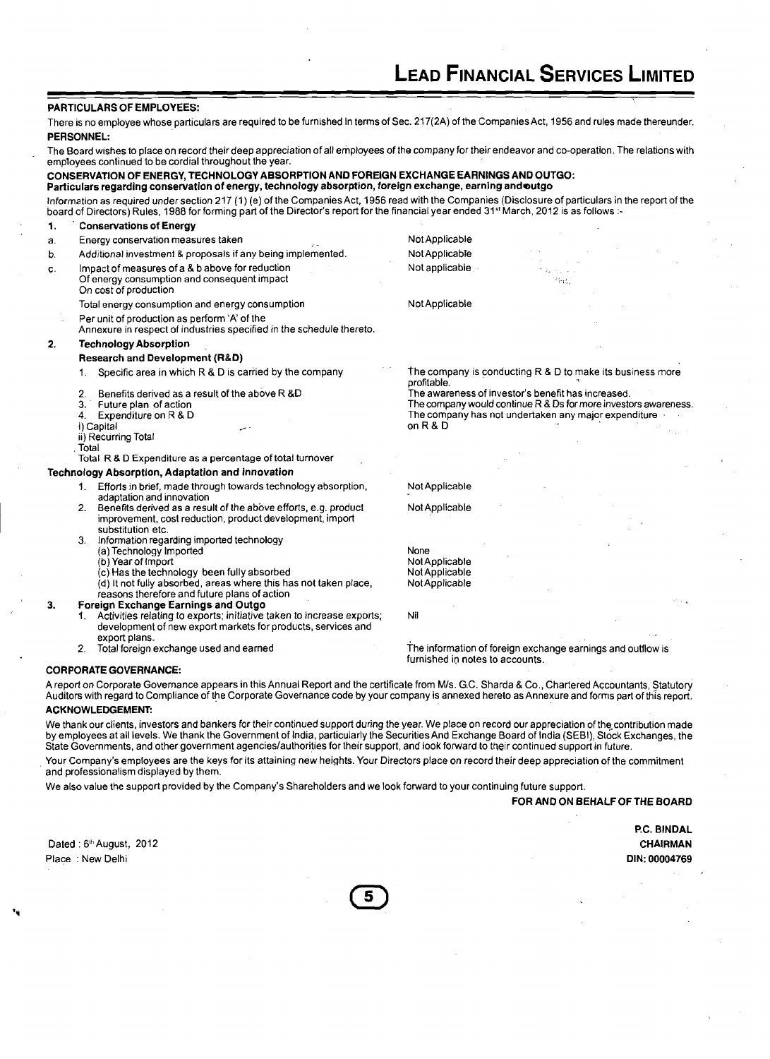**PARTICULARS OF EMPLOYEES:**

There is no employee whose particulars are required to be furnished in terms of Sec. 217(2A) of the Companies Act, 1956 and rules made thereunder.

**PERSONNEL:**

The Board wishes to place on record their deep appreciation of all employees of the company for their endeavor and co-operation. The relations with employees continued to be cordial throughout the year.

**CONSERVATION OF ENERGY, TECHNOLOGY ABSORPTION AND FOREIGN EXCHANGE EARNINGS AND OUTGO:**

**Particulars regarding conservation of energy, technology absorption, foreign exchange, earning and outgo**

Information as required under section 217 (1) (e) of the Companies Act, 1956 read with the Companies (Disclosure of particulars in the report of the board of Directors) Rules, 1988 for forming part of the Director's report for the financial year ended 31st March, 2012 is as follows :-

**1. Conservations of Energy**

| | | |
|---|---|---|
| a. | Energy conservation measures taken | Not Applicable |
| b. | Additional investment & proposals if any being implemented. | Not Applicable |
| c. | Impact of measures of a & b above for reduction Of energy consumption and consequent impact On cost of production | Not applicable |
| | Total energy consumption and energy consumption | Not Applicable |
| | Per unit of production as perform 'A' of the Annexure in respect of industries specified in the schedule thereto. | |

**2. Technology Absorption**

**Research and Development (R&D)**

| | |
|---|---|
| 1. Specific area in which R & D is carried by the company | The company is conducting R & D to make its business more profitable. |
| 2. Benefits derived as a result of the above R &D | The awareness of investor's benefit has increased. |
| 3. Future plan of action | The company would continue R & Ds for more investors awareness. |
| 4. Expenditure on R & D | The company has not undertaken any major expenditure on R & D |
| i) Capital | |
| ii) Recurring Total | |
| Total | |
| Total R & D Expenditure as a percentage of total turnover | |

**Technology Absorption, Adaptation and innovation**

| | |
|---|---|
| 1. Efforts in brief, made through towards technology absorption, adaptation and innovation | Not Applicable |
| 2. Benefits derived as a result of the above efforts, e.g. product improvement, cost reduction, product development, import substitution etc. | Not Applicable |
| 3. Information regarding imported technology | |
| (a) Technology Imported | None |
| (b) Year of Import | Not Applicable |
| (c) Has the technology been fully absorbed | Not Applicable |
| (d) It not fully absorbed, areas where this has not taken place, reasons therefore and future plans of action | Not Applicable |

**3. Foreign Exchange Earnings and Outgo**

| | |
|---|---|
| 1. Activities relating to exports; initiative taken to increase exports; development of new export markets for products, services and export plans. | Nil |
| 2. Total foreign exchange used and earned | The information of foreign exchange earnings and outflow is furnished in notes to accounts. |

**CORPORATE GOVERNANCE:**

A report on Corporate Governance appears in this Annual Report and the certificate from M/s. G.C. Sharda & Co., Chartered Accountants, Statutory Auditors with regard to Compliance of the Corporate Governance code by your company is annexed hereto as Annexure and forms part of this report.

**ACKNOWLEDGEMENT:**

We thank our clients, investors and bankers for their continued support during the year. We place on record our appreciation of the contribution made by employees at all levels. We thank the Government of India, particularly the Securities And Exchange Board of India (SEBI), Stock Exchanges, the State Governments, and other government agencies/authorities for their support, and look forward to their continued support in future.

Your Company's employees are the keys for its attaining new heights. Your Directors place on record their deep appreciation of the commitment and professionalism displayed by them.

We also value the support provided by the Company's Shareholders and we look forward to your continuing future support.

**FOR AND ON BEHALF OF THE BOARD**

Dated : 6th August, 2012
Place : New Delhi

**P.C. BINDAL**
**CHAIRMAN**
**DIN: 00004769**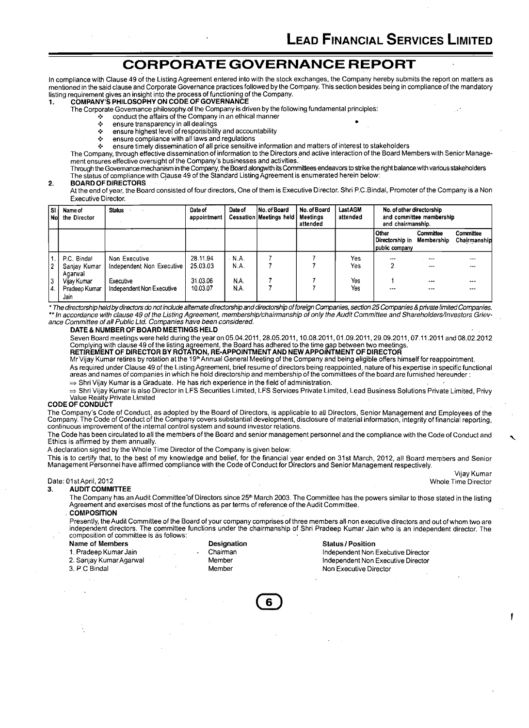# CORPORATE GOVERNANCE REPORT

In compliance with Clause 49 of the Listing Agreement entered into with the stock exchanges, the Company hereby submits the report on matters as mentioned in the said clause and Corporate Governance practices followed by the Company. This section besides being in compliance of the mandatory listing requirement gives an insight into the process of functioning of the Company.

## 1. COMPANY'S PHILOSOPHY ON CODE OF GOVERNANCE

The Corporate Governance philosophy of the Company is driven by the following fundamental principles:

- conduct the affairs of the Company in an ethical manner
- ensure transparency in all dealings
- ensure highest level of responsibility and accountability
- ensure compliance with all laws and regulations
- ensure timely dissemination of all price sensitive information and matters of interest to stakeholders

The Company, through effective dissemination of information to the Directors and active interaction of the Board Members with Senior Management ensures effective oversight of the Company's businesses and activities.

Through the Governance mechanism in the Company, the Board alongwith its Committees endeavors to strike the right balance with various stakeholders

The status of compliance with Clause 49 of the Standard Listing Agreement is enumerated herein below:

## 2. BOARD OF DIRECTORS

At the end of year, the Board consisted of four directors, One of them is Executive Director. Shri P.C.Bindal, Promoter of the Company is a Non Executive Director.

| Sl No | Name of the Director | Status | Date of appointment | Date of Cessation | No. of Board Meetings held | No. of Board Meetings attended | Last AGM attended | No. of other directorship and committee membership and chairmanship. | | |
|---|---|---|---|---|---|---|---|---|---|---|
| | | | | | | | | Other Directorship in public company | Committee Membership | Committee Chairmanship |
| 1. | P.C. Bindal | Non Executive | 28.11.94 | N.A. | 7 | 7 | Yes | --- | --- | --- |
| 2 | Sanjay Kumar Agarwal | Independent Non Executive | 25.03.03 | N.A. | 7 | 7 | Yes | 2 | --- | --- |
| 3 | Vijay Kumar | Executive | 31.03.06 | N.A. | 7 | 7 | Yes | 1 | --- | --- |
| 4. | Pradeep Kumar Jain | Independent Non Executive | 10.03.07 | N.A. | 7 | 7 | Yes | --- | --- | --- |

*\* The directorship held by directors do not include alternate directorship and directorship of foreign Companies, section 25 Companies & private limited Companies.*
*\*\* In accordance with clause 49 of the Listing Agreement, membership/chairmanship of only the Audit Committee and Shareholders/Investors Grievance Committee of all Public Ltd. Companies have been considered.*

**DATE & NUMBER OF BOARD MEETINGS HELD**

Seven Board meetings were held during the year on 05.04.2011, 28.05.2011, 10.08.2011, 01.09.2011, 29.09.2011, 07.11.2011 and 08.02.2012 Complying with clause 49 of the listing agreement, the Board has adhered to the time gap between two meetings.

**RETIREMENT OF DIRECTOR BY ROTATION, RE-APPOINTMENT AND NEW APPOINTMENT OF DIRECTOR**

Mr Vijay Kumar retires by rotation at the 19th Annual General Meeting of the Company and being eligible offers himself for reappointment.

As required under Clause 49 of the Listing Agreement, brief resume of directors being reappointed, nature of his expertise in specific functional areas and names of companies in which he hold directorship and membership of the committees of the board are furnished hereunder :

⇒ Shri Vijay Kumar is a Graduate. He has rich experience in the field of administration.

⇒ Shri Vijay Kumar is also Director in LFS Securities Limited, LFS Services Private Limited, Lead Business Solutions Private Limited, Privy Value Realty Private Limited

**CODE OF CONDUCT**

The Company's Code of Conduct, as adopted by the Board of Directors, is applicable to all Directors, Senior Management and Employees of the Company. The Code of Conduct of the Company covers substantial development, disclosure of material information, integrity of financial reporting, continuous improvement of the internal control system and sound investor relations.

The Code has been circulated to all the members of the Board and senior management personnel and the compliance with the Code of Conduct and Ethics is affirmed by them annually.

A declaration signed by the Whole Time Director of the Company is given below:

This is to certify that, to the best of my knowledge and belief, for the financial year ended on 31st March, 2012, all Board members and Senior Management Personnel have affirmed compliance with the Code of Conduct for Directors and Senior Management respectively.

Vijay Kumar
Whole Time Director

Date: 01st April, 2012

## 3. AUDIT COMMITTEE

The Company has an Audit Committee of Directors since 25th March 2003. The Committee has the powers similar to those stated in the listing Agreement and exercises most of the functions as per terms of reference of the Audit Committee.

**COMPOSITION**

Presently, the Audit Committee of the Board of your company comprises of three members all non executive directors and out of whom two are independent directors. The committee functions under the chairmanship of Shri Pradeep Kumar Jain who is an independent director. The composition of committee is as follows:

| Name of Members | Designation | Status / Position |
|---|---|---|
| 1. Pradeep Kumar Jain | Chairman | Independent Non Executive Director |
| 2. Sanjay Kumar Agarwal | Member | Independent Non Executive Director |
| 3. P C Bindal | Member | Non Executive Director |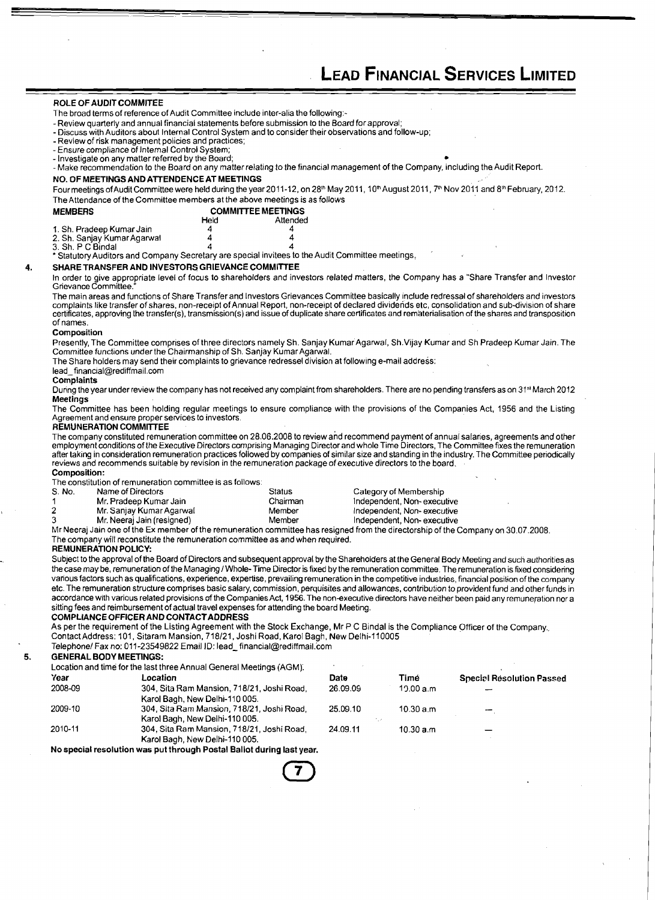**ROLE OF AUDIT COMMITEE**

The broad terms of reference of Audit Committee include inter-alia the following:-

- Review quarterly and annual financial statements before submission to the Board for approval;
- Discuss with Auditors about Internal Control System and to consider their observations and follow-up;
- Review of risk management policies and practices;
- Ensure compliance of Internal Control System;
- Investigate on any matter referred by the Board;
- Make recommendation to the Board on any matter relating to the financial management of the Company, including the Audit Report.

**NO. OF MEETINGS AND ATTENDENCE AT MEETINGS**

Four meetings of Audit Committee were held during the year 2011-12, on 28th May 2011, 10th August 2011, 7th Nov 2011 and 8th February, 2012.

The Attendance of the Committee members at the above meetings is as follows

| MEMBERS | COMMITTEE MEETINGS | |
|---|---|---|
| | Held | Attended |
| 1. Sh. Pradeep Kumar Jain | 4 | 4 |
| 2. Sh. Sanjay Kumar Agarwal | 4 | 4 |
| 3. Sh. P C Bindal | 4 | 4 |

* Statutory Auditors and Company Secretary are special invitees to the Audit Committee meetings,

**4. SHARE TRANSFER AND INVESTORS GRIEVANCE COMMITTEE**

In order to give appropriate level of focus to shareholders and investors related matters, the Company has a "Share Transfer and Investor Grievance Committee."

The main areas and functions of Share Transfer and Investors Grievances Committee basically include redressal of shareholders and investors complaints like transfer of shares, non-receipt of Annual Report, non-receipt of declared dividends etc, consolidation and sub-division of share certificates, approving the transfer(s), transmission(s) and issue of duplicate share certificates and rematerialisation of the shares and transposition of names.

**Composition**

Presently, The Committee comprises of three directors namely Sh. Sanjay Kumar Agarwal, Sh.Vijay Kumar and Sh Pradeep Kumar Jain. The Committee functions under the Chairmanship of Sh. Sanjay Kumar Agarwal.

The Share holders may send their complaints to grievance redressel division at following e-mail address:

lead_financial@rediffmail.com

**Complaints**

During the year under review the company has not received any complaint from shareholders. There are no pending transfers as on 31st March 2012

**Meetings**

The Committee has been holding regular meetings to ensure compliance with the provisions of the Companies Act, 1956 and the Listing Agreement and ensure proper services to investors.

**REMUNERATION COMMITTEE**

The company constituted remuneration committee on 28.06.2008 to review and recommend payment of annual salaries, agreements and other employment conditions of the Executive Directors comprising Managing Director and whole Time Directors, The Committee fixes the remuneration after taking in consideration remuneration practices followed by companies of similar size and standing in the industry. The Committee periodically reviews and recommends suitable by revision in the remuneration package of executive directors to the board.

**Composition:**

The constitution of remuneration committee is as follows:

| S. No. | Name of Directors | Status | Category of Membership |
|---|---|---|---|
| 1 | Mr. Pradeep Kumar Jain | Chairman | Independent, Non- executive |
| 2 | Mr. Sanjay Kumar Agarwal | Member | Independent, Non- executive |
| 3 | Mr. Neeraj Jain (resigned) | Member | Independent, Non- executive |

Mr Neeraj Jain one of the Ex member of the remuneration committee has resigned from the directorship of the Company on 30.07.2008.
The company will reconstitute the remuneration committee as and when required.

**REMUNERATION POLICY:**

Subject to the approval of the Board of Directors and subsequent approval by the Shareholders at the General Body Meeting and such authorities as the case may be, remuneration of the Managing / Whole- Time Director is fixed by the remuneration committee. The remuneration is fixed considering various factors such as qualifications, experience, expertise, prevailing remuneration in the competitive industries, financial position of the company etc. The remuneration structure comprises basic salary, commission, perquisites and allowances, contribution to provident fund and other funds in accordance with various related provisions of the Companies Act, 1956. The non-executive directors have neither been paid any remuneration nor a sitting fees and reimbursement of actual travel expenses for attending the board Meeting.

**COMPLIANCE OFFICER AND CONTACT ADDRESS**

As per the requirement of the Listing Agreement with the Stock Exchange, Mr P C Bindal is the Compliance Officer of the Company.
Contact Address: 101, Sitaram Mansion, 718/21, Joshi Road, Karol Bagh, New Delhi-110005
Telephone/ Fax no: 011-23549822 Email ID: lead_financial@rediffmail.com

**5. GENERAL BODY MEETINGS:**

Location and time for the last three Annual General Meetings (AGM):

| Year | Location | Date | Time | Special Resolution Passed |
|---|---|---|---|---|
| 2008-09 | 304, Sita Ram Mansion, 718/21, Joshi Road, Karol Bagh, New Delhi-110 005. | 26.09.09 | 10.00 a.m | — |
| 2009-10 | 304, Sita Ram Mansion, 718/21, Joshi Road, Karol Bagh, New Delhi-110 005. | 25.09.10 | 10.30 a.m | — |
| 2010-11 | 304, Sita Ram Mansion, 718/21, Joshi Road, Karol Bagh, New Delhi-110 005. | 24.09.11 | 10.30 a.m | — |

**No special resolution was put through Postal Ballot during last year.**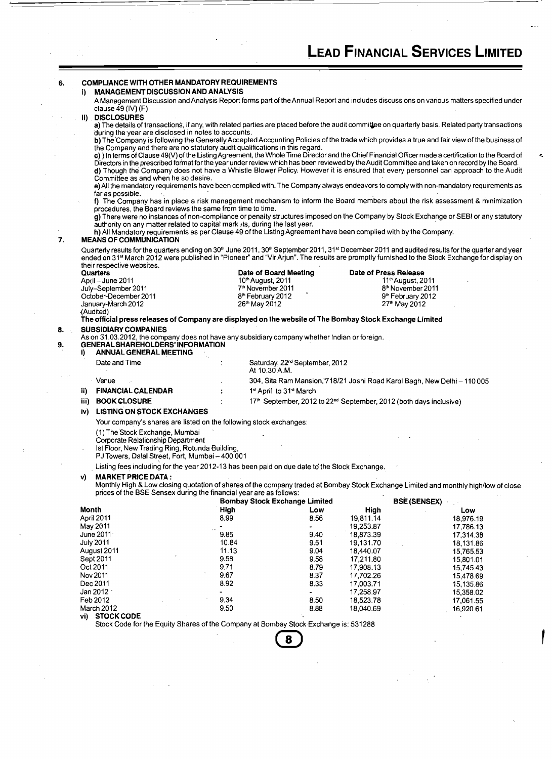## 6. COMPLIANCE WITH OTHER MANDATORY REQUIREMENTS

### i) MANAGEMENT DISCUSSION AND ANALYSIS

A Management Discussion and Analysis Report forms part of the Annual Report and includes discussions on various matters specified under clause 49 (IV) (F)

### ii) DISCLOSURES

**a)** The details of transactions, if any, with related parties are placed before the audit committee on quarterly basis. Related party transactions during the year are disclosed in notes to accounts.

**b)** The Company is following the Generally Accepted Accounting Policies of the trade which provides a true and fair view of the business of the Company and there are no statutory audit qualifications in this regard.

**c)** ) In terms of Clause 49(V) of the Listing Agreement, the Whole Time Director and the Chief Financial Officer made a certification to the Board of Directors in the prescribed format for the year under review which has been reviewed by the Audit Committee and taken on record by the Board.

**d)** Though the Company does not have a Whistle Blower Policy. However it is ensured that every personnel can approach to the Audit Committee as and when he so desire.

**e)** All the mandatory requirements have been complied with. The Company always endeavors to comply with non-mandatory requirements as far as possible.

**f)** The Company has in place a risk management mechanism to inform the Board members about the risk assessment & minimization procedures, the Board reviews the same from time to time.

**g)** There were no instances of non-compliance or penalty structures imposed on the Company by Stock Exchange or SEBI or any statutory authority on any matter related to capital markets, during the last year.

**h)** All Mandatory requirements as per Clause 49 of the Listing Agreement have been complied with by the Company.

## 7. MEANS OF COMMUNICATION

Quarterly results for the quarters ending on 30th June 2011, 30th September 2011, 31st December 2011 and audited results for the quarter and year ended on 31st March 2012 were published in "Pioneer" and "Vir Arjun". The results are promptly furnished to the Stock Exchange for display on their respective websites.

| Quarters | Date of Board Meeting | Date of Press Release |
|---|---|---|
| April – June 2011 | 10th August, 2011 | 11th August, 2011 |
| July–September 2011 | 7th November 2011 | 8th November 2011 |
| October-December 2011 | 8th February 2012 | 9th February 2012 |
| January-March 2012 (Audited) | 26th May 2012 | 27th May 2012 |

**The official press releases of Company are displayed on the website of The Bombay Stock Exchange Limited**

## 8. SUBSIDIARY COMPANIES

As on 31.03.2012, the company does not have any subsidiary company whether Indian or foreign.

## 9. GENERAL SHAREHOLDERS' INFORMATION

### i) ANNUAL GENERAL MEETING

Date and Time : Saturday, 22nd September, 2012 At 10.30 A.M.

Venue : 304, Sita Ram Mansion, 718/21 Joshi Road Karol Bagh, New Delhi – 110 005

### ii) FINANCIAL CALENDAR : 1st April to 31st March

### iii) BOOK CLOSURE : 17th September, 2012 to 22nd September, 2012 (both days inclusive)

### iv) LISTING ON STOCK EXCHANGES

Your company's shares are listed on the following stock exchanges:

(1) The Stock Exchange, Mumbai
Corporate Relationship Department
Ist Floor, New Trading Ring, Rotunda Building,
PJ Towers, Dalal Street, Fort, Mumbai – 400 001

Listing fees including for the year 2012-13 has been paid on due date to the Stock Exchange.

### v) MARKET PRICE DATA :

Monthly High & Low closing quotation of shares of the company traded at Bombay Stock Exchange Limited and monthly high/low of close prices of the BSE Sensex during the financial year are as follows:

| Month | Bombay Stock Exchange Limited | | BSE (SENSEX) | |
|---|---|---|---|---|
| | High | Low | High | Low |
| April 2011 | 8.99 | 8.56 | 19,811.14 | 18,976.19 |
| May 2011 | - | - | 19,253.87 | 17,786.13 |
| June 2011 | 9.85 | 9.40 | 18,873.39 | 17,314.38 |
| July 2011 | 10.84 | 9.51 | 19,131.70 | 18,131.86 |
| August 2011 | 11.13 | 9.04 | 18,440.07 | 15,765.53 |
| Sept 2011 | 9.58 | 9.58 | 17,211.80 | 15,801.01 |
| Oct 2011 | 9.71 | 8.79 | 17,908.13 | 15,745.43 |
| Nov 2011 | 9.67 | 8.37 | 17,702.26 | 15,478.69 |
| Dec 2011 | 8.92 | 8.33 | 17,003.71 | 15,135.86 |
| Jan 2012 | - | - | 17,258.97 | 15,358.02 |
| Feb 2012 | 9.34 | 8.50 | 18,523.78 | 17,061.55 |
| March 2012 | 9.50 | 8.88 | 18,040.69 | 16,920.61 |

### vi) STOCK CODE

Stock Code for the Equity Shares of the Company at Bombay Stock Exchange is: 531288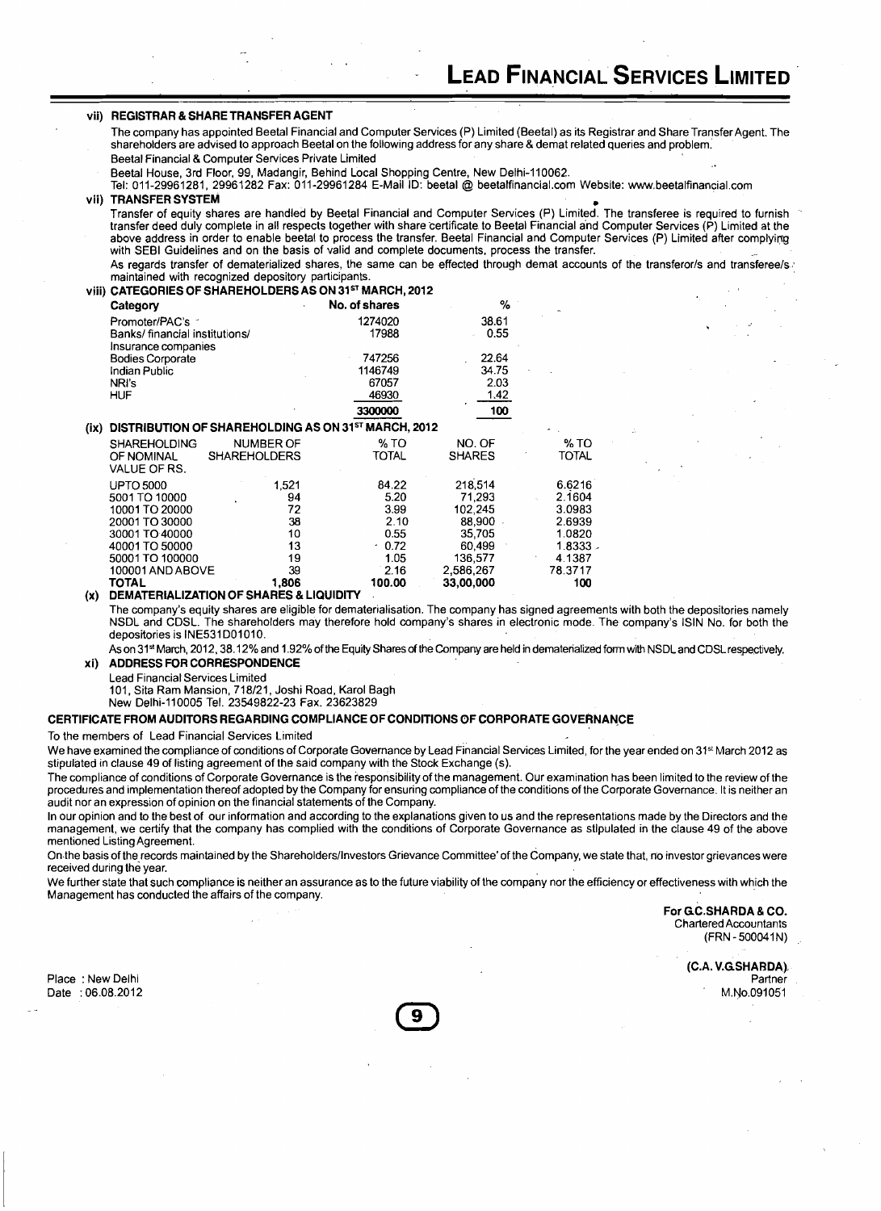#### vii) REGISTRAR & SHARE TRANSFER AGENT

The company has appointed Beetal Financial and Computer Services (P) Limited (Beetal) as its Registrar and Share Transfer Agent. The shareholders are advised to approach Beetal on the following address for any share & demat related queries and problem.

Beetal Financial & Computer Services Private Limited

Beetal House, 3rd Floor, 99, Madangir, Behind Local Shopping Centre, New Delhi-110062.

Tel: 011-29961281, 29961282 Fax: 011-29961284 E-Mail ID: beetal @ beetalfinancial.com Website: www.beetalfinancial.com

#### vii) TRANSFER SYSTEM

Transfer of equity shares are handled by Beetal Financial and Computer Services (P) Limited. The transferee is required to furnish transfer deed duly complete in all respects together with share certificate to Beetal Financial and Computer Services (P) Limited at the above address in order to enable beetal to process the transfer. Beetal Financial and Computer Services (P) Limited after complying with SEBI Guidelines and on the basis of valid and complete documents, process the transfer.

As regards transfer of dematerialized shares, the same can be effected through demat accounts of the transferor/s and transferee/s maintained with recognized depository participants.

#### viii) CATEGORIES OF SHAREHOLDERS AS ON 31ST MARCH, 2012

| Category | No. of shares | % |
|---|---|---|
| Promoter/PAC's | 1274020 | 38.61 |
| Banks/ financial institutions/ Insurance companies | 17988 | 0.55 |
| Bodies Corporate | 747256 | 22.64 |
| Indian Public | 1146749 | 34.75 |
| NRI's | 67057 | 2.03 |
| HUF | 46930 | 1.42 |
| | 3300000 | 100 |

#### (ix) DISTRIBUTION OF SHAREHOLDING AS ON 31ST MARCH, 2012

| SHAREHOLDING OF NOMINAL VALUE OF RS. | NUMBER OF SHAREHOLDERS | % TO TOTAL | NO. OF SHARES | % TO TOTAL |
|---|---|---|---|---|
| UPTO 5000 | 1,521 | 84.22 | 218,514 | 6.6216 |
| 5001 TO 10000 | 94 | 5.20 | 71,293 | 2.1604 |
| 10001 TO 20000 | 72 | 3.99 | 102,245 | 3.0983 |
| 20001 TO 30000 | 38 | 2.10 | 88,900 | 2.6939 |
| 30001 TO 40000 | 10 | 0.55 | 35,705 | 1.0820 |
| 40001 TO 50000 | 13 | 0.72 | 60,499 | 1.8333 |
| 50001 TO 100000 | 19 | 1.05 | 136,577 | 4.1387 |
| 100001 AND ABOVE | 39 | 2.16 | 2,586,267 | 78.3717 |
| **TOTAL** | **1,806** | **100.00** | **33,00,000** | **100** |

#### (x) DEMATERIALIZATION OF SHARES & LIQUIDITY

The company's equity shares are eligible for dematerialisation. The company has signed agreements with both the depositories namely NSDL and CDSL. The shareholders may therefore hold company's shares in electronic mode. The company's ISIN No. for both the depositories is INE531D01010.

As on 31st March, 2012, 38.12% and 1.92% of the Equity Shares of the Company are held in dematerialized form with NSDL and CDSL respectively.

#### xi) ADDRESS FOR CORRESPONDENCE

Lead Financial Services Limited

101, Sita Ram Mansion, 718/21, Joshi Road, Karol Bagh

New Delhi-110005 Tel. 23549822-23 Fax. 23623829

### CERTIFICATE FROM AUDITORS REGARDING COMPLIANCE OF CONDITIONS OF CORPORATE GOVERNANCE

To the members of Lead Financial Services Limited

We have examined the compliance of conditions of Corporate Governance by Lead Financial Services Limited, for the year ended on 31st March 2012 as stipulated in clause 49 of listing agreement of the said company with the Stock Exchange (s).

The compliance of conditions of Corporate Governance is the responsibility of the management. Our examination has been limited to the review of the procedures and implementation thereof adopted by the Company for ensuring compliance of the conditions of the Corporate Governance. It is neither an audit nor an expression of opinion on the financial statements of the Company.

In our opinion and to the best of our information and according to the explanations given to us and the representations made by the Directors and the management, we certify that the company has complied with the conditions of Corporate Governance as stipulated in the clause 49 of the above mentioned Listing Agreement.

On the basis of the records maintained by the Shareholders/Investors Grievance Committee' of the Company, we state that, no investor grievances were received during the year.

We further state that such compliance is neither an assurance as to the future viability of the company nor the efficiency or effectiveness with which the Management has conducted the affairs of the company.

**For G.C.SHARDA & CO.**
Chartered Accountants
(FRN - 500041N)

**(C.A. V.G.SHARDA)**
Partner
M.No.091051

Place : New Delhi
Date : 06.08.2012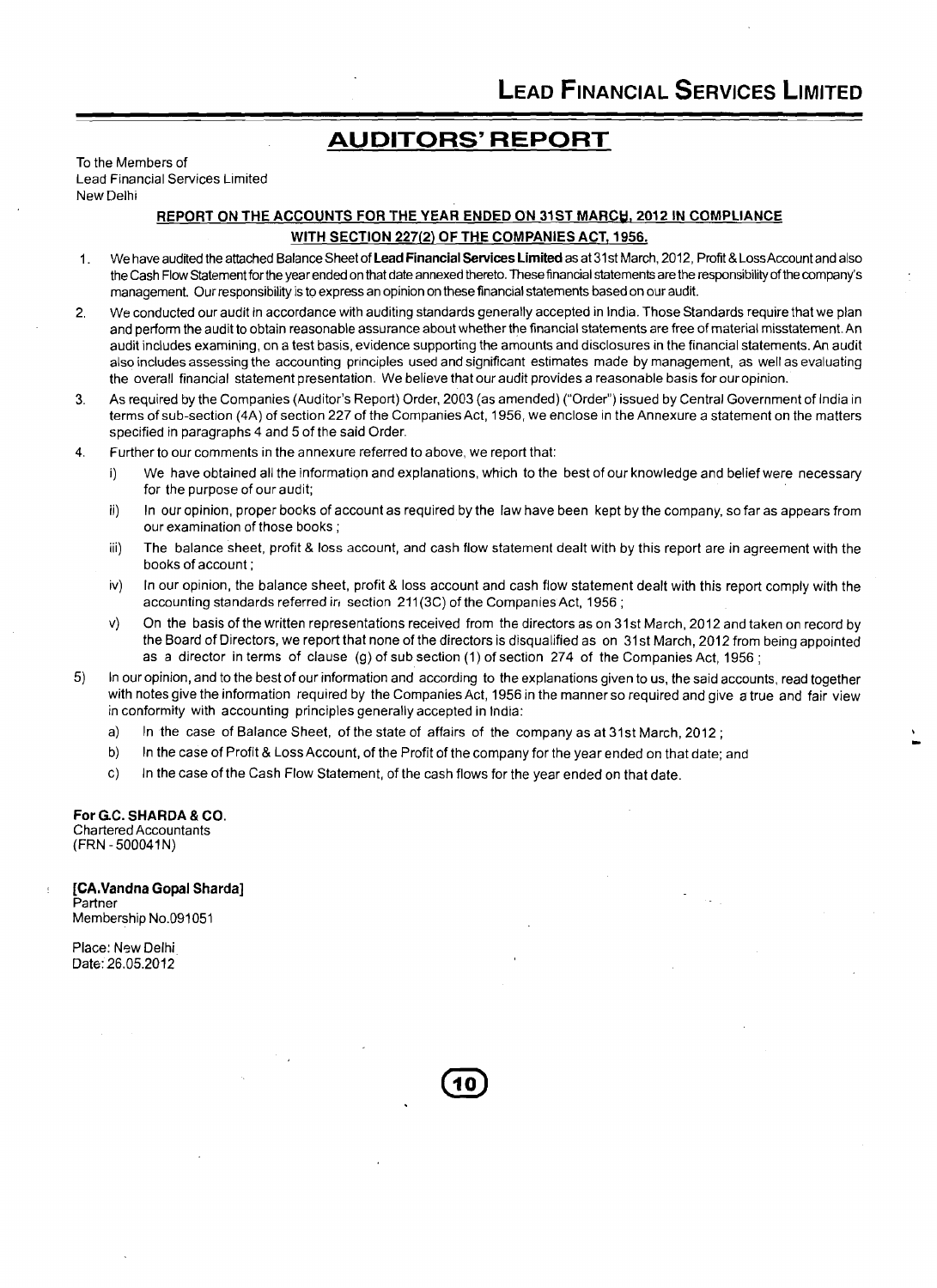# AUDITORS' REPORT

To the Members of
Lead Financial Services Limited
New Delhi

## REPORT ON THE ACCOUNTS FOR THE YEAR ENDED ON 31ST MARCH, 2012 IN COMPLIANCE WITH SECTION 227(2) OF THE COMPANIES ACT, 1956.

1. We have audited the attached Balance Sheet of **Lead Financial Services Limited** as at 31st March, 2012, Profit & Loss Account and also the Cash Flow Statement for the year ended on that date annexed thereto. These financial statements are the responsibility of the company's management. Our responsibility is to express an opinion on these financial statements based on our audit.
2. We conducted our audit in accordance with auditing standards generally accepted in India. Those Standards require that we plan and perform the audit to obtain reasonable assurance about whether the financial statements are free of material misstatement. An audit includes examining, on a test basis, evidence supporting the amounts and disclosures in the financial statements. An audit also includes assessing the accounting principles used and significant estimates made by management, as well as evaluating the overall financial statement presentation. We believe that our audit provides a reasonable basis for our opinion.
3. As required by the Companies (Auditor's Report) Order, 2003 (as amended) ("Order") issued by Central Government of India in terms of sub-section (4A) of section 227 of the Companies Act, 1956, we enclose in the Annexure a statement on the matters specified in paragraphs 4 and 5 of the said Order.
4. Further to our comments in the annexure referred to above, we report that:
   - i) We have obtained all the information and explanations, which to the best of our knowledge and belief were necessary for the purpose of our audit;
   - ii) In our opinion, proper books of account as required by the law have been kept by the company, so far as appears from our examination of those books ;
   - iii) The balance sheet, profit & loss account, and cash flow statement dealt with by this report are in agreement with the books of account ;
   - iv) In our opinion, the balance sheet, profit & loss account and cash flow statement dealt with this report comply with the accounting standards referred in section 211(3C) of the Companies Act, 1956 ;
   - v) On the basis of the written representations received from the directors as on 31st March, 2012 and taken on record by the Board of Directors, we report that none of the directors is disqualified as on 31st March, 2012 from being appointed as a director in terms of clause (g) of sub section (1) of section 274 of the Companies Act, 1956 ;

5) In our opinion, and to the best of our information and according to the explanations given to us, the said accounts, read together with notes give the information required by the Companies Act, 1956 in the manner so required and give a true and fair view in conformity with accounting principles generally accepted in India:
   - a) In the case of Balance Sheet, of the state of affairs of the company as at 31st March, 2012 ;
   - b) In the case of Profit & Loss Account, of the Profit of the company for the year ended on that date; and
   - c) In the case of the Cash Flow Statement, of the cash flows for the year ended on that date.

**For G.C. SHARDA & CO.**
Chartered Accountants
(FRN - 500041N)

**[CA.Vandna Gopal Sharda]**
Partner
Membership No.091051

Place: New Delhi
Date: 26.05.2012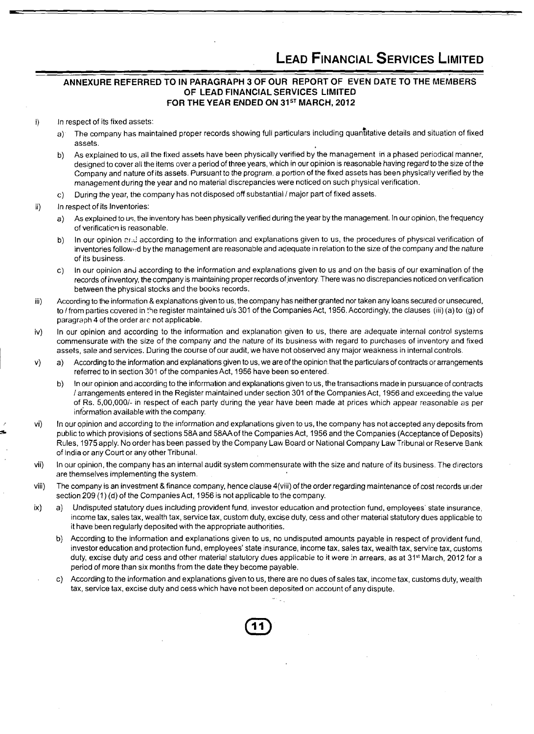## ANNEXURE REFERRED TO IN PARAGRAPH 3 OF OUR REPORT OF EVEN DATE TO THE MEMBERS OF LEAD FINANCIAL SERVICES LIMITED FOR THE YEAR ENDED ON 31ST MARCH, 2012

i) In respect of its fixed assets:

   a) The company has maintained proper records showing full particulars including quantitative details and situation of fixed assets.

   b) As explained to us, all the fixed assets have been physically verified by the management in a phased periodical manner, designed to cover all the items over a period of three years, which in our opinion is reasonable having regard to the size of the Company and nature of its assets. Pursuant to the program, a portion of the fixed assets has been physically verified by the management during the year and no material discrepancies were noticed on such physical verification.

   c) During the year, the company has not disposed off substantial / major part of fixed assets.

ii) In respect of its Inventories:

   a) As explained to us, the inventory has been physically verified during the year by the management. In our opinion, the frequency of verification is reasonable.

   b) In our opinion and according to the information and explanations given to us, the procedures of physical verification of inventories followed by the management are reasonable and adequate in relation to the size of the company and the nature of its business.

   c) In our opinion and according to the information and explanations given to us and on the basis of our examination of the records of inventory, the company is maintaining proper records of inventory. There was no discrepancies noticed on verification between the physical stocks and the books records.

iii) According to the information & explanations given to us, the company has neither granted nor taken any loans secured or unsecured, to / from parties covered in the register maintained u/s 301 of the Companies Act, 1956. Accordingly, the clauses (iii) (a) to (g) of paragraph 4 of the order are not applicable.

iv) In our opinion and according to the information and explanation given to us, there are adequate internal control systems commensurate with the size of the company and the nature of its business with regard to purchases of inventory and fixed assets, sale and services. During the course of our audit, we have not observed any major weakness in internal controls.

v) a) According to the information and explanations given to us, we are of the opinion that the particulars of contracts or arrangements referred to in section 301 of the companies Act, 1956 have been so entered.

   b) In our opinion and according to the information and explanations given to us, the transactions made in pursuance of contracts / arrangements entered in the Register maintained under section 301 of the Companies Act, 1956 and exceeding the value of Rs. 5,00,000/- in respect of each party during the year have been made at prices which appear reasonable as per information available with the company.

vi) In our opinion and according to the information and explanations given to us, the company has not accepted any deposits from public to which provisions of sections 58A and 58AA of the Companies Act, 1956 and the Companies (Acceptance of Deposits) Rules, 1975 apply. No order has been passed by the Company Law Board or National Company Law Tribunal or Reserve Bank of India or any Court or any other Tribunal.

vii) In our opinion, the company has an internal audit system commensurate with the size and nature of its business. The directors are themselves implementing the system.

viii) The company is an investment & finance company, hence clause 4(viii) of the order regarding maintenance of cost records under section 209 (1) (d) of the Companies Act, 1956 is not applicable to the company.

ix) a) Undisputed statutory dues including provident fund, investor education and protection fund, employees' state insurance, income tax, sales tax, wealth tax, service tax, custom duty, excise duty, cess and other material statutory dues applicable to it have been regularly deposited with the appropriate authorities.

   b) According to the information and explanations given to us, no undisputed amounts payable in respect of provident fund, investor education and protection fund, employees' state insurance, income tax, sales tax, wealth tax, service tax, customs duty, excise duty and cess and other material statutory dues applicable to it were in arrears, as at 31st March, 2012 for a period of more than six months from the date they become payable.

   c) According to the information and explanations given to us, there are no dues of sales tax, income tax, customs duty, wealth tax, service tax, excise duty and cess which have not been deposited on account of any dispute.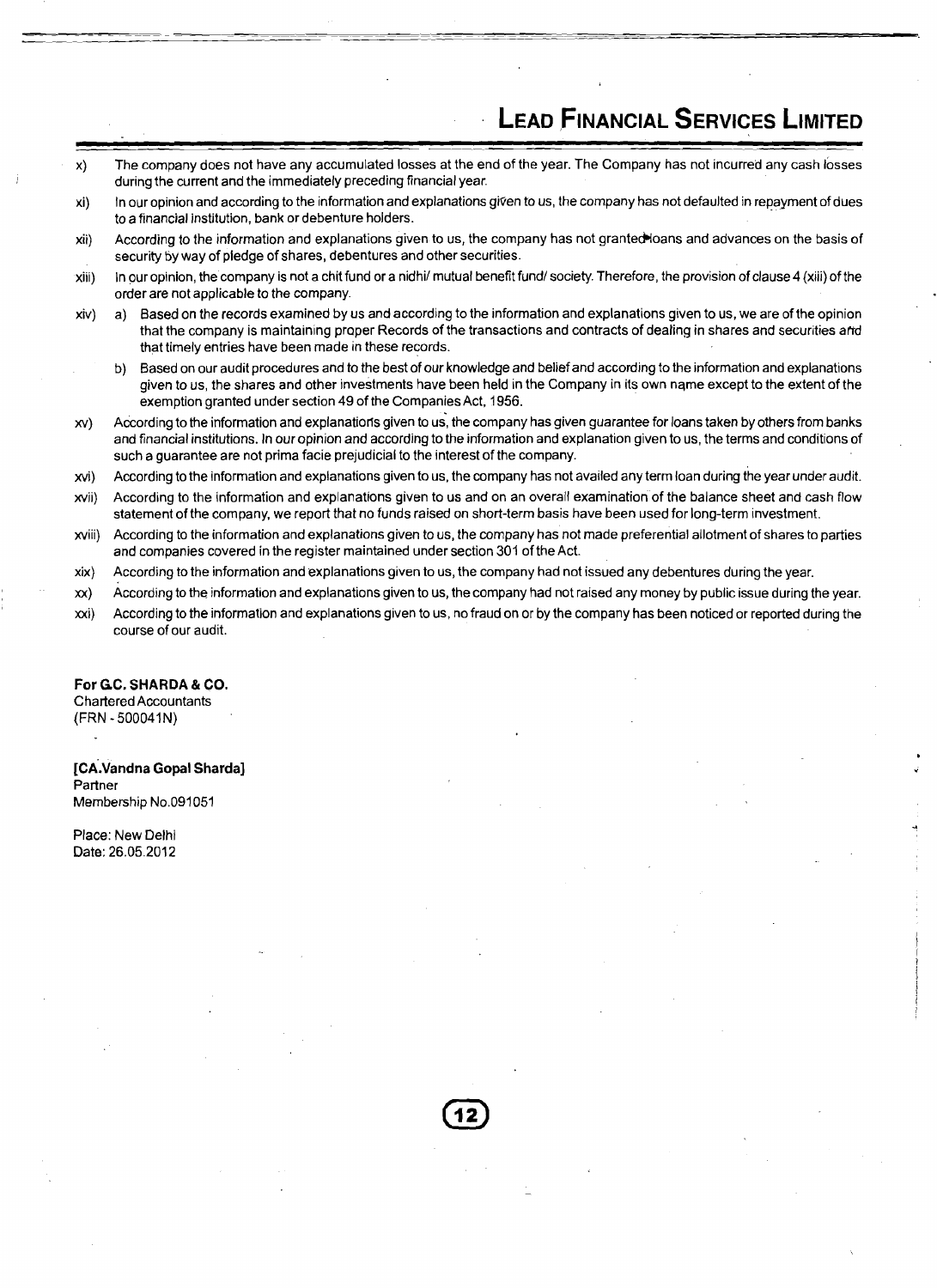x) The company does not have any accumulated losses at the end of the year. The Company has not incurred any cash losses during the current and the immediately preceding financial year.

xi) In our opinion and according to the information and explanations given to us, the company has not defaulted in repayment of dues to a financial institution, bank or debenture holders.

xii) According to the information and explanations given to us, the company has not granted loans and advances on the basis of security by way of pledge of shares, debentures and other securities.

xiii) In our opinion, the company is not a chit fund or a nidhi/ mutual benefit fund/ society. Therefore, the provision of clause 4 (xiii) of the order are not applicable to the company.

xiv) a) Based on the records examined by us and according to the information and explanations given to us, we are of the opinion that the company is maintaining proper Records of the transactions and contracts of dealing in shares and securities and that timely entries have been made in these records.

b) Based on our audit procedures and to the best of our knowledge and belief and according to the information and explanations given to us, the shares and other investments have been held in the Company in its own name except to the extent of the exemption granted under section 49 of the Companies Act, 1956.

xv) According to the information and explanations given to us, the company has given guarantee for loans taken by others from banks and financial institutions. In our opinion and according to the information and explanation given to us, the terms and conditions of such a guarantee are not prima facie prejudicial to the interest of the company.

xvi) According to the information and explanations given to us, the company has not availed any term loan during the year under audit.

xvii) According to the information and explanations given to us and on an overall examination of the balance sheet and cash flow statement of the company, we report that no funds raised on short-term basis have been used for long-term investment.

xviii) According to the information and explanations given to us, the company has not made preferential allotment of shares to parties and companies covered in the register maintained under section 301 of the Act.

xix) According to the information and explanations given to us, the company had not issued any debentures during the year.

xx) According to the information and explanations given to us, the company had not raised any money by public issue during the year.

xxi) According to the information and explanations given to us, no fraud on or by the company has been noticed or reported during the course of our audit.

**For G.C. SHARDA & CO.**
Chartered Accountants
(FRN - 500041N)

**[CA.Vandna Gopal Sharda]**
Partner
Membership No.091051

Place: New Delhi
Date: 26.05.2012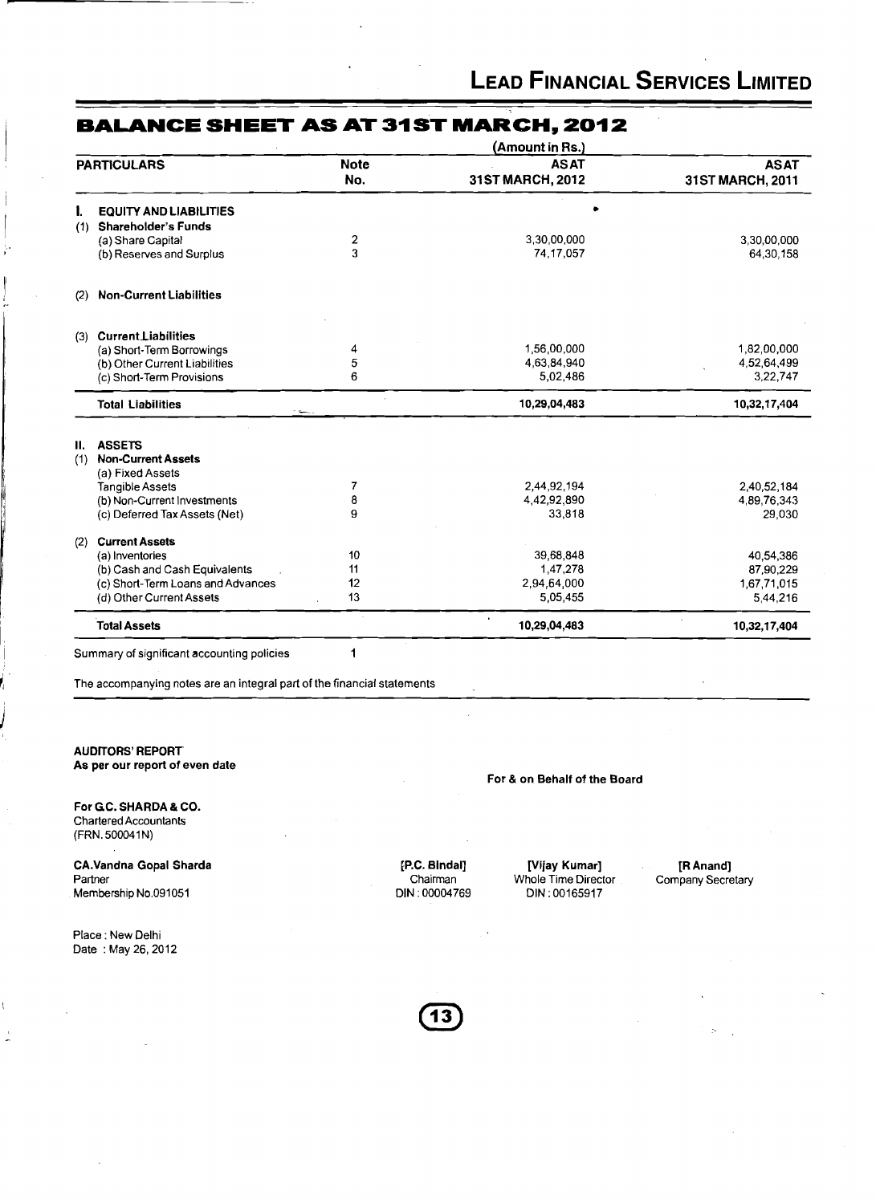# BALANCE SHEET AS AT 31ST MARCH, 2012

(Amount in Rs.)

| PARTICULARS | Note No. | AS AT 31ST MARCH, 2012 | AS AT 31ST MARCH, 2011 |
|---|---|---|---|
| **I. EQUITY AND LIABILITIES** | | | |
| **(1) Shareholder's Funds** | | | |
| (a) Share Capital | 2 | 3,30,00,000 | 3,30,00,000 |
| (b) Reserves and Surplus | 3 | 74,17,057 | 64,30,158 |
| **(2) Non-Current Liabilities** | | | |
| **(3) Current Liabilities** | | | |
| (a) Short-Term Borrowings | 4 | 1,56,00,000 | 1,82,00,000 |
| (b) Other Current Liabilities | 5 | 4,63,84,940 | 4,52,64,499 |
| (c) Short-Term Provisions | 6 | 5,02,486 | 3,22,747 |
| **Total Liabilities** | | **10,29,04,483** | **10,32,17,404** |
| **II. ASSETS** | | | |
| **(1) Non-Current Assets** | | | |
| (a) Fixed Assets | | | |
| Tangible Assets | 7 | 2,44,92,194 | 2,40,52,184 |
| (b) Non-Current Investments | 8 | 4,42,92,890 | 4,89,76,343 |
| (c) Deferred Tax Assets (Net) | 9 | 33,818 | 29,030 |
| **(2) Current Assets** | | | |
| (a) Inventories | 10 | 39,68,848 | 40,54,386 |
| (b) Cash and Cash Equivalents | 11 | 1,47,278 | 87,90,229 |
| (c) Short-Term Loans and Advances | 12 | 2,94,64,000 | 1,67,71,015 |
| (d) Other Current Assets | 13 | 5,05,455 | 5,44,216 |
| **Total Assets** | | **10,29,04,483** | **10,32,17,404** |
| Summary of significant accounting policies | 1 | | |

The accompanying notes are an integral part of the financial statements

**AUDITORS' REPORT**
**As per our report of even date**

**For & on Behalf of the Board**

**For G.C. SHARDA & CO.**
Chartered Accountants
(FRN. 500041N)

**CA.Vandna Gopal Sharda**
Partner
Membership No.091051

**[P.C. Bindal]**
Chairman
DIN : 00004769

**[Vijay Kumar]**
Whole Time Director
DIN : 00165917

**[R Anand]**
Company Secretary

Place : New Delhi
Date : May 26, 2012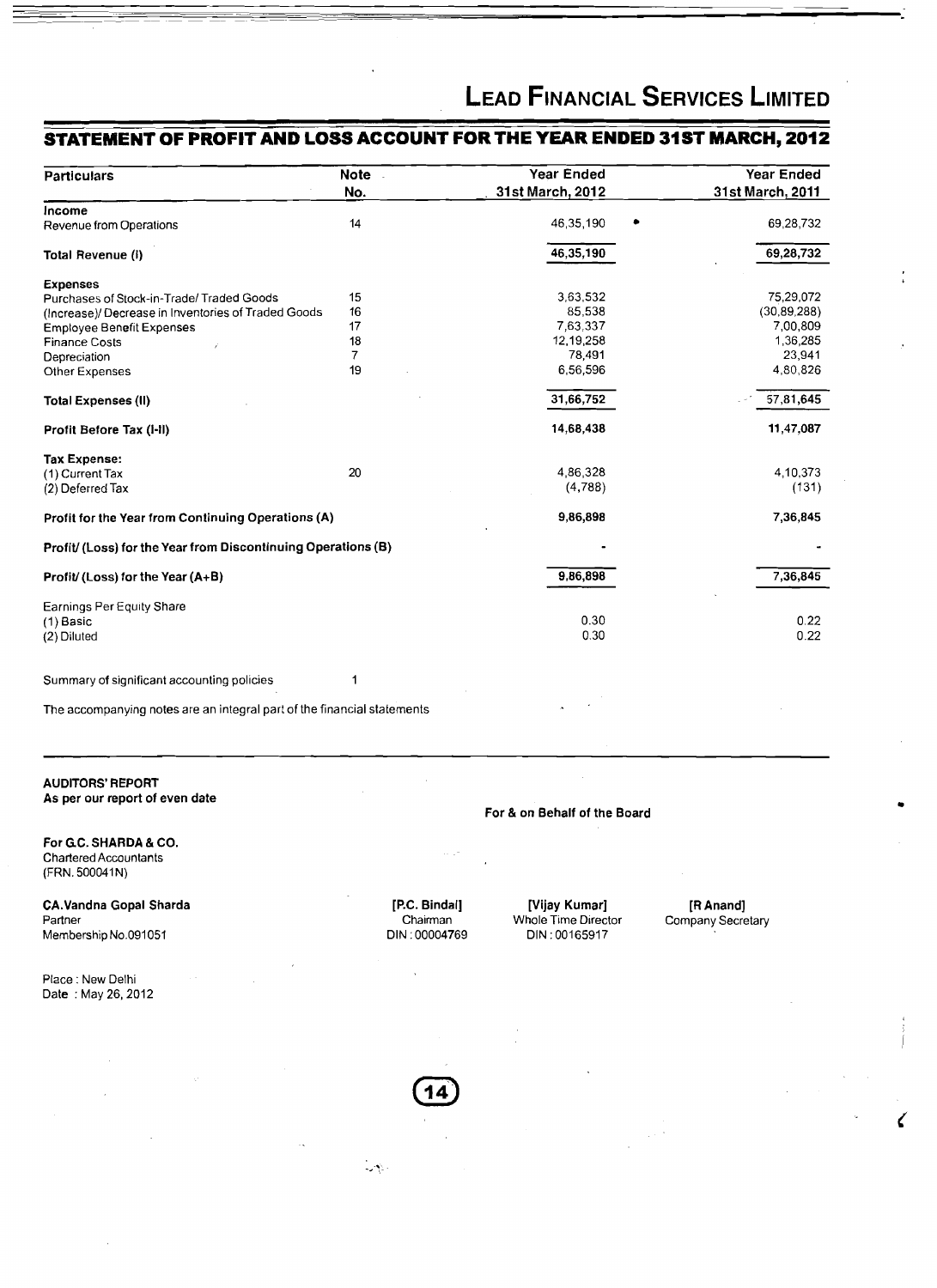# LEAD FINANCIAL SERVICES LIMITED

## STATEMENT OF PROFIT AND LOSS ACCOUNT FOR THE YEAR ENDED 31ST MARCH, 2012

| Particulars | Note No. | Year Ended 31st March, 2012 | Year Ended 31st March, 2011 |
|---|---|---|---|
| **Income** | | | |
| Revenue from Operations | 14 | 46,35,190 | 69,28,732 |
| **Total Revenue (I)** | | **46,35,190** | **69,28,732** |
| **Expenses** | | | |
| Purchases of Stock-in-Trade/ Traded Goods | 15 | 3,63,532 | 75,29,072 |
| (Increase)/ Decrease in Inventories of Traded Goods | 16 | 85,538 | (30,89,288) |
| Employee Benefit Expenses | 17 | 7,63,337 | 7,00,809 |
| Finance Costs | 18 | 12,19,258 | 1,36,285 |
| Depreciation | 7 | 78,491 | 23,941 |
| Other Expenses | 19 | 6,56,596 | 4,80,826 |
| **Total Expenses (II)** | | **31,66,752** | **57,81,645** |
| **Profit Before Tax (I-II)** | | **14,68,438** | **11,47,087** |
| **Tax Expense:** | | | |
| (1) Current Tax | 20 | 4,86,328 | 4,10,373 |
| (2) Deferred Tax | | (4,788) | (131) |
| **Profit for the Year from Continuing Operations (A)** | | **9,86,898** | **7,36,845** |
| **Profit/ (Loss) for the Year from Discontinuing Operations (B)** | | - | - |
| **Profit/ (Loss) for the Year (A+B)** | | **9,86,898** | **7,36,845** |
| Earnings Per Equity Share | | | |
| (1) Basic | | 0.30 | 0.22 |
| (2) Diluted | | 0.30 | 0.22 |

Summary of significant accounting policies 1

The accompanying notes are an integral part of the financial statements

**AUDITORS' REPORT**
**As per our report of even date**

**For G.C. SHARDA & CO.**
Chartered Accountants
(FRN. 500041N)

**CA.Vandna Gopal Sharda**
Partner
Membership No.091051

Place : New Delhi
Date : May 26, 2012

**For & on Behalf of the Board**

| **[P.C. Bindal]** | **[Vijay Kumar]** | **[R Anand]** |
|---|---|---|
| Chairman | Whole Time Director | Company Secretary |
| DIN : 00004769 | DIN : 00165917 | |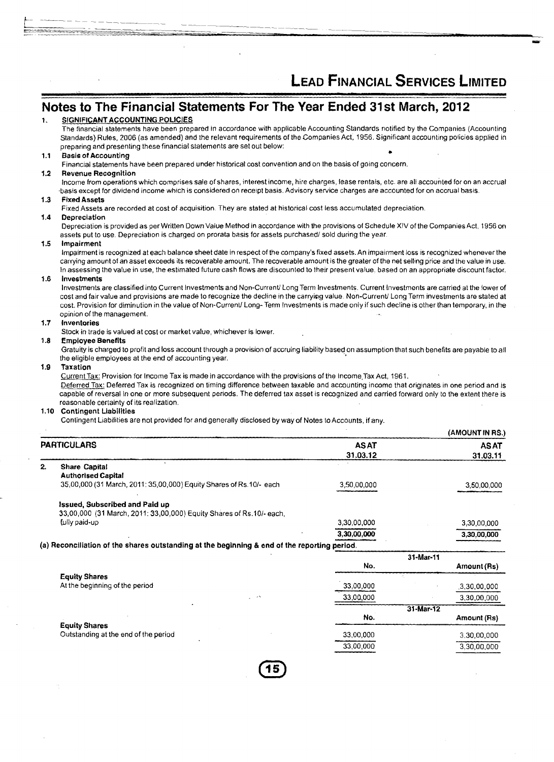# Notes to The Financial Statements For The Year Ended 31st March, 2012

**1. SIGNIFICANT ACCOUNTING POLICIES**

The financial statements have been prepared in accordance with applicable Accounting Standards notified by the Companies (Accounting Standards) Rules, 2006 (as amended) and the relevant requirements of the Companies Act, 1956. Significant accounting policies applied in preparing and presenting these financial statements are set out below:

**1.1 Basis of Accounting**

Financial statements have been prepared under historical cost convention and on the basis of going concern.

**1.2 Revenue Recognition**

Income from operations which comprises sale of shares, interest income, hire charges, lease rentals, etc. are all accounted for on an accrual basis except for dividend income which is considered on receipt basis. Advisory service charges are accounted for on accrual basis.

**1.3 Fixed Assets**

Fixed Assets are recorded at cost of acquisition. They are stated at historical cost less accumulated depreciation.

**1.4 Depreciation**

Depreciation is provided as per Written Down Value Method in accordance with the provisions of Schedule XIV of the Companies Act, 1956 on assets put to use. Depreciation is charged on prorata basis for assets purchased/ sold during the year.

**1.5 Impairment**

Impairment is recognized at each balance sheet date in respect of the company's fixed assets. An impairment loss is recognized whenever the carrying amount of an asset exceeds its recoverable amount. The recoverable amount is the greater of the net selling price and the value in use. In assessing the value in use, the estimated future cash flows are discounted to their present value, based on an appropriate discount factor.

**1.6 Investments**

Investments are classified into Current Investments and Non-Current/ Long Term Investments. Current Investments are carried at the lower of cost and fair value and provisions are made to recognize the decline in the carrying value. Non-Current/ Long Term investments are stated at cost. Provision for diminution in the value of Non-Current/ Long- Term Investments is made only if such decline is other than temporary, in the opinion of the management.

**1.7 Inventories**

Stock in trade is valued at cost or market value, whichever is lower.

**1.8 Employee Benefits**

Gratuity is charged to profit and loss account through a provision of accruing liability based on assumption that such benefits are payable to all the eligible employees at the end of accounting year.

**1.9 Taxation**

Current Tax: Provision for Income Tax is made in accordance with the provisions of the Income Tax Act, 1961.

Deferred Tax: Deferred Tax is recognized on timing difference between taxable and accounting income that originates in one period and is capable of reversal in one or more subsequent periods. The deferred tax asset is recognized and carried forward only to the extent there is reasonable certainty of its realization.

**1.10 Contingent Liabilities**

Contingent Liabilities are not provided for and generally disclosed by way of Notes to Accounts, if any.

(AMOUNT IN RS.)

| PARTICULARS | AS AT 31.03.12 | AS AT 31.03.11 |
|---|---|---|
| **2. Share Capital** | | |
| **Authorised Capital** | | |
| 35,00,000 (31 March, 2011: 35,00,000) Equity Shares of Rs.10/- each | 3,50,00,000 | 3,50,00,000 |
| **Issued, Subscribed and Paid up** | | |
| 33,00,000 (31 March, 2011: 33,00,000) Equity Shares of Rs.10/- each, fully paid-up | 3,30,00,000 | 3,30,00,000 |
| | 3,30,00,000 | 3,30,00,000 |

**(a) Reconciliation of the shares outstanding at the beginning & end of the reporting period.**

| | 31-Mar-11 No. | Amount (Rs) |
|---|---|---|
| **Equity Shares** | | |
| At the beginning of the period | 33,00,000 | 3,30,00,000 |
| | 33,00,000 | 3,30,00,000 |

| | 31-Mar-12 No. | Amount (Rs) |
|---|---|---|
| **Equity Shares** | | |
| Outstanding at the end of the period | 33,00,000 | 3,30,00,000 |
| | 33,00,000 | 3,30,00,000 |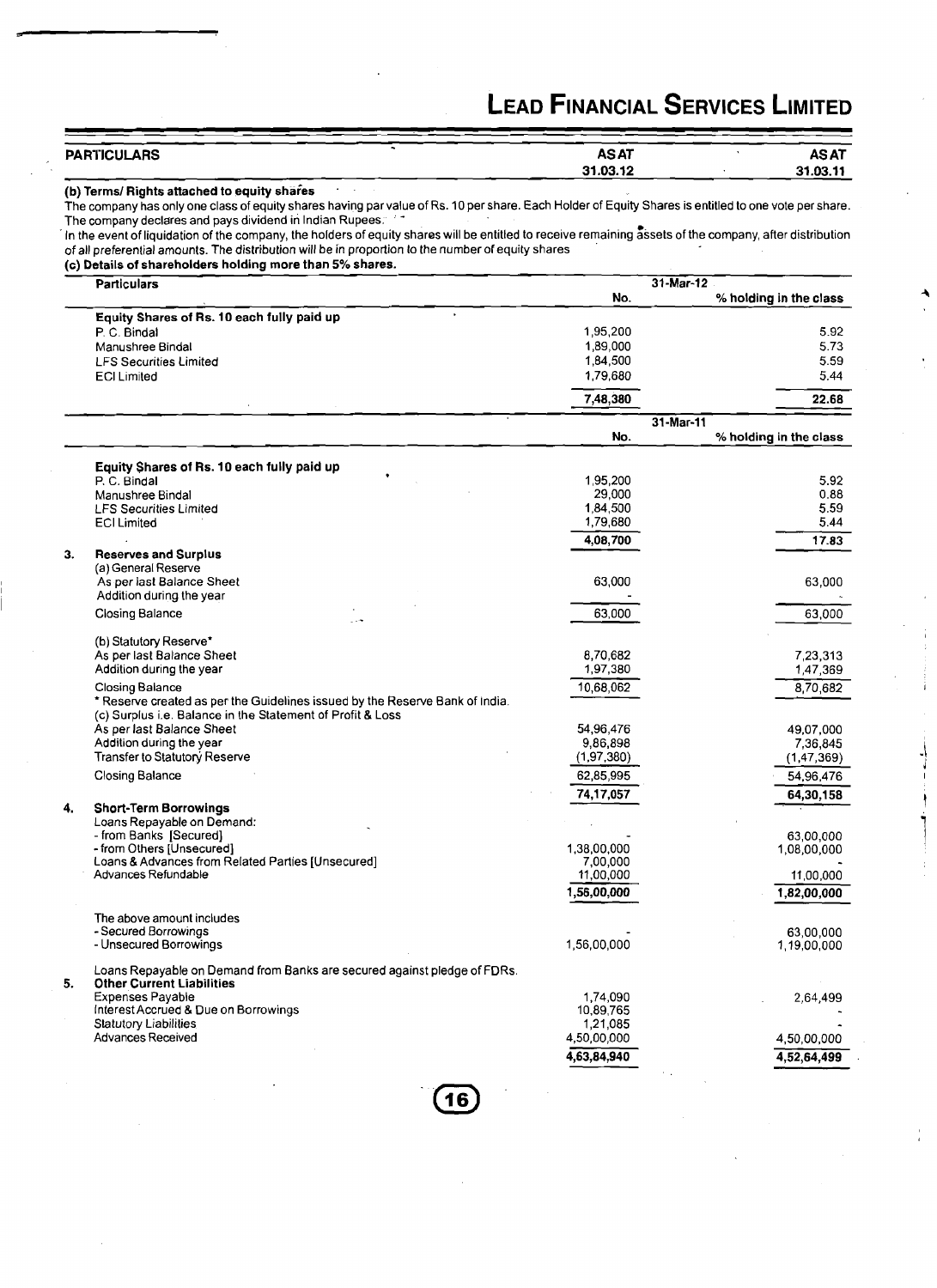| PARTICULARS | AS AT 31.03.12 | AS AT 31.03.11 |
|---|---|---|

**(b) Terms/ Rights attached to equity shares**

The company has only one class of equity shares having par value of Rs. 10 per share. Each Holder of Equity Shares is entitled to one vote per share. The company declares and pays dividend in Indian Rupees.

In the event of liquidation of the company, the holders of equity shares will be entitled to receive remaining assets of the company, after distribution of all preferential amounts. The distribution will be in proportion to the number of equity shares

**(c) Details of shareholders holding more than 5% shares.**

| Particulars | 31-Mar-12 No. | 31-Mar-12 % holding in the class |
|---|---|---|
| **Equity Shares of Rs. 10 each fully paid up** | | |
| P. C. Bindal | 1,95,200 | 5.92 |
| Manushree Bindal | 1,89,000 | 5.73 |
| LFS Securities Limited | 1,84,500 | 5.59 |
| ECI Limited | 1,79,680 | 5.44 |
| | 7,48,380 | 22.68 |

| Particulars | 31-Mar-11 No. | 31-Mar-11 % holding in the class |
|---|---|---|
| **Equity Shares of Rs. 10 each fully paid up** | | |
| P. C. Bindal | 1,95,200 | 5.92 |
| Manushree Bindal | 29,000 | 0.88 |
| LFS Securities Limited | 1,84,500 | 5.59 |
| ECI Limited | 1,79,680 | 5.44 |
| | 4,08,700 | 17.83 |

| | PARTICULARS | AS AT 31.03.12 | AS AT 31.03.11 |
|---|---|---|---|
| **3.** | **Reserves and Surplus** | | |
| | (a) General Reserve | | |
| | As per last Balance Sheet | 63,000 | 63,000 |
| | Addition during the year | - | - |
| | Closing Balance | 63,000 | 63,000 |
| | (b) Statutory Reserve* | | |
| | As per last Balance Sheet | 8,70,682 | 7,23,313 |
| | Addition during the year | 1,97,380 | 1,47,369 |
| | Closing Balance | 10,68,062 | 8,70,682 |
| | * Reserve created as per the Guidelines issued by the Reserve Bank of India. | | |
| | (c) Surplus i.e. Balance in the Statement of Profit & Loss | | |
| | As per last Balance Sheet | 54,96,476 | 49,07,000 |
| | Addition during the year | 9,86,898 | 7,36,845 |
| | Transfer to Statutory Reserve | (1,97,380) | (1,47,369) |
| | Closing Balance | 62,85,995 | 54,96,476 |
| | | 74,17,057 | 64,30,158 |
| **4.** | **Short-Term Borrowings** | | |
| | Loans Repayable on Demand: | | |
| | - from Banks [Secured] | - | 63,00,000 |
| | - from Others [Unsecured] | 1,38,00,000 | 1,08,00,000 |
| | Loans & Advances from Related Parties [Unsecured] | 7,00,000 | - |
| | Advances Refundable | 11,00,000 | 11,00,000 |
| | | 1,56,00,000 | 1,82,00,000 |
| | The above amount includes | | |
| | - Secured Borrowings | - | 63,00,000 |
| | - Unsecured Borrowings | 1,56,00,000 | 1,19,00,000 |
| | Loans Repayable on Demand from Banks are secured against pledge of FDRs. | | |
| **5.** | **Other Current Liabilities** | | |
| | Expenses Payable | 1,74,090 | 2,64,499 |
| | Interest Accrued & Due on Borrowings | 10,89,765 | - |
| | Statutory Liabilities | 1,21,085 | - |
| | Advances Received | 4,50,00,000 | 4,50,00,000 |
| | | 4,63,84,940 | 4,52,64,499 |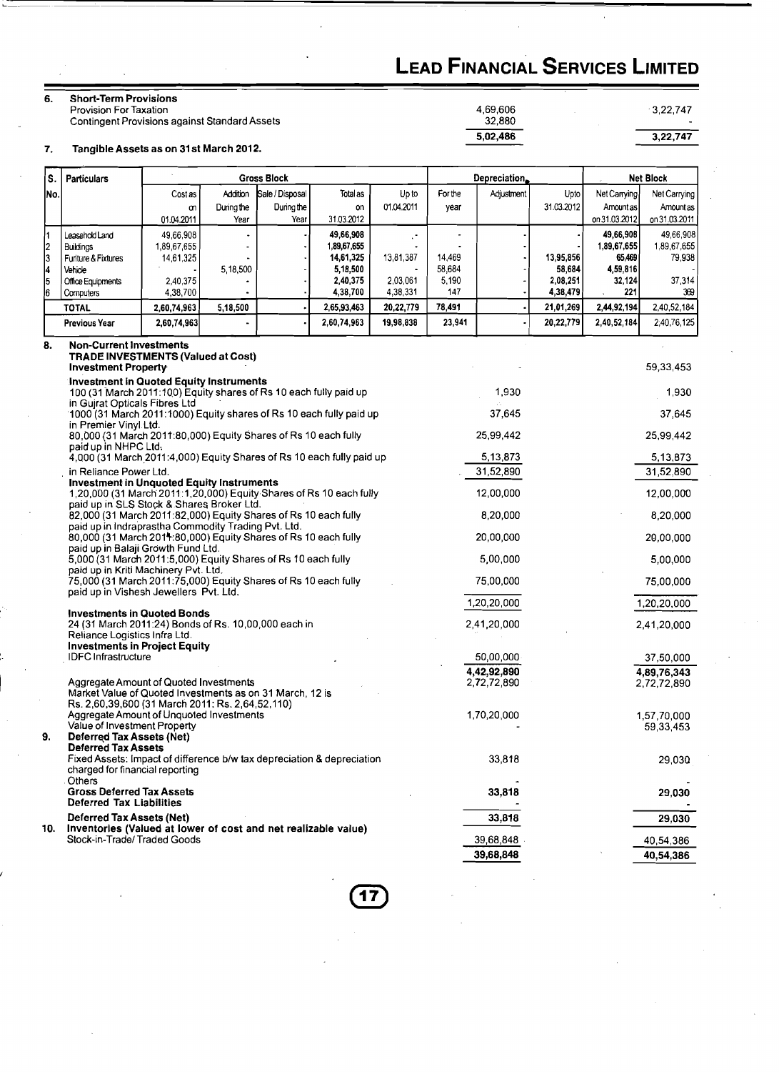## 6. Short-Term Provisions

| | | |
|---|---|---|
| Provision For Taxation | 4,69,606 | 3,22,747 |
| Contingent Provisions against Standard Assets | 32,880 | - |
| | **5,02,486** | **3,22,747** |

## 7. Tangible Assets as on 31st March 2012.

| S. No. | Particulars | Gross Block | | | | Depreciation | | | | Net Block | |
|---|---|---|---|---|---|---|---|---|---|---|---|
| | | Cost as on 01.04.2011 | Addition During the Year | Sale / Disposal During the Year | Total as on 31.03.2012 | Up to 01.04.2011 | For the year | Adjustment | Upto 31.03.2012 | Net Carrying Amount as on 31.03.2012 | Net Carrying Amount as on 31.03.2011 |
| 1 | Leasehold Land | 49,66,908 | - | - | 49,66,908 | - | - | - | - | 49,66,908 | 49,66,908 |
| 2 | Buildings | 1,89,67,655 | - | - | 1,89,67,655 | - | - | - | - | 1,89,67,655 | 1,89,67,655 |
| 3 | Furiture & Fixtures | 14,61,325 | - | - | 14,61,325 | 13,81,387 | 14,469 | - | 13,95,856 | 65,469 | 79,938 |
| 4 | Vehicle | - | 5,18,500 | - | 5,18,500 | - | 58,684 | - | 58,684 | 4,59,816 | - |
| 5 | Office Equipments | 2,40,375 | - | - | 2,40,375 | 2,03,061 | 5,190 | - | 2,08,251 | 32,124 | 37,314 |
| 6 | Computers | 4,38,700 | - | - | 4,38,700 | 4,38,331 | 147 | - | 4,38,479 | 221 | 369 |
| | **TOTAL** | **2,60,74,963** | **5,18,500** | - | **2,65,93,463** | **20,22,779** | **78,491** | - | **21,01,269** | **2,44,92,194** | 2,40,52,184 |
| | **Previous Year** | 2,60,74,963 | - | - | 2,60,74,963 | 19,98,838 | 23,941 | - | 20,22,779 | 2,40,52,184 | 2,40,76,125 |

## 8. Non-Current Investments

**TRADE INVESTMENTS (Valued at Cost)**

| | | |
|---|---|---|
| **Investment Property** | - | 59,33,453 |
| **Investment in Quoted Equity Instruments** | | |
| 100 (31 March 2011:100) Equity shares of Rs 10 each fully paid up in Gujrat Opticals Fibres Ltd | 1,930 | 1,930 |
| 1000 (31 March 2011:1000) Equity shares of Rs 10 each fully paid up in Premier Vinyl Ltd. | 37,645 | 37,645 |
| 80,000 (31 March 2011:80,000) Equity Shares of Rs 10 each fully paid up in NHPC Ltd. | 25,99,442 | 25,99,442 |
| 4,000 (31 March 2011:4,000) Equity Shares of Rs 10 each fully paid up in Reliance Power Ltd. | 5,13,873 | 5,13,873 |
| | 31,52,890 | 31,52,890 |
| **Investment in Unquoted Equity Instruments** | | |
| 1,20,000 (31 March 2011:1,20,000) Equity Shares of Rs 10 each fully paid up in SLS Stock & Shares Broker Ltd. | 12,00,000 | 12,00,000 |
| 82,000 (31 March 2011:82,000) Equity Shares of Rs 10 each fully paid up in Indraprastha Commodity Trading Pvt. Ltd. | 8,20,000 | 8,20,000 |
| 80,000 (31 March 2011:80,000) Equity Shares of Rs 10 each fully paid up in Balaji Growth Fund Ltd. | 20,00,000 | 20,00,000 |
| 5,000 (31 March 2011:5,000) Equity Shares of Rs 10 each fully paid up in Kriti Machinery Pvt. Ltd. | 5,00,000 | 5,00,000 |
| 75,000 (31 March 2011:75,000) Equity Shares of Rs 10 each fully paid up in Vishesh Jewellers Pvt. Ltd. | 75,00,000 | 75,00,000 |
| | 1,20,20,000 | 1,20,20,000 |
| **Investments in Quoted Bonds** | | |
| 24 (31 March 2011:24) Bonds of Rs. 10,00,000 each in Reliance Logistics Infra Ltd. | 2,41,20,000 | 2,41,20,000 |
| **Investments in Project Equity** | | |
| IDFC Infrastructure | 50,00,000 | 37,50,000 |
| | **4,42,92,890** | **4,89,76,343** |
| Aggregate Amount of Quoted Investments | 2,72,72,890 | 2,72,72,890 |
| Market Value of Quoted Investments as on 31 March, 12 is Rs. 2,60,39,600 (31 March 2011: Rs. 2,64,52,110) | | |
| Aggregate Amount of Unquoted Investments | 1,70,20,000 | 1,57,70,000 |
| Value of Investment Property | - | 59,33,453 |

## 9. Deferred Tax Assets (Net)

| | | |
|---|---|---|
| **Deferred Tax Assets** | | |
| Fixed Assets: Impact of difference b/w tax depreciation & depreciation charged for financial reporting | 33,818 | 29,030 |
| Others | - | - |
| **Gross Deferred Tax Assets** | **33,818** | **29,030** |
| **Deferred Tax Liabilities** | | - |
| **Deferred Tax Assets (Net)** | **33,818** | **29,030** |

## 10. Inventories (Valued at lower of cost and net realizable value)

| | | |
|---|---|---|
| Stock-in-Trade/ Traded Goods | 39,68,848 | 40,54,386 |
| | **39,68,848** | **40,54,386** |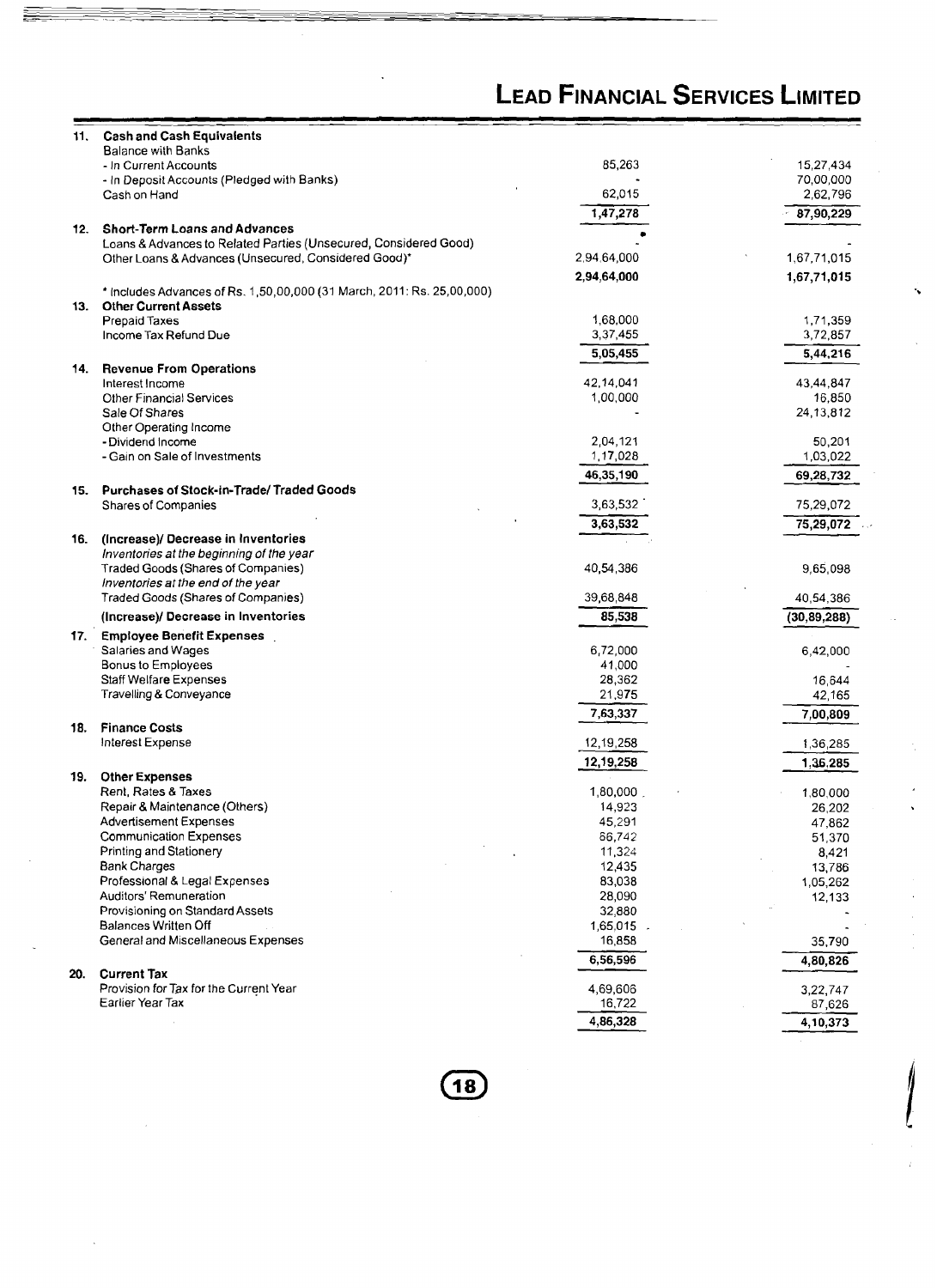| | | | |
|---|---|---|---|
| **11.** | **Cash and Cash Equivalents** | | |
| | Balance with Banks | | |
| | - In Current Accounts | 85,263 | 15,27,434 |
| | - In Deposit Accounts (Pledged with Banks) | - | 70,00,000 |
| | Cash on Hand | 62,015 | 2,62,796 |
| | | **1,47,278** | **87,90,229** |
| **12.** | **Short-Term Loans and Advances** | | |
| | Loans & Advances to Related Parties (Unsecured, Considered Good) | - | - |
| | Other Loans & Advances (Unsecured, Considered Good)* | 2,94,64,000 | 1,67,71,015 |
| | | **2,94,64,000** | **1,67,71,015** |
| | * Includes Advances of Rs. 1,50,00,000 (31 March, 2011: Rs. 25,00,000) | | |
| **13.** | **Other Current Assets** | | |
| | Prepaid Taxes | 1,68,000 | 1,71,359 |
| | Income Tax Refund Due | 3,37,455 | 3,72,857 |
| | | **5,05,455** | **5,44,216** |
| **14.** | **Revenue From Operations** | | |
| | Interest Income | 42,14,041 | 43,44,847 |
| | Other Financial Services | 1,00,000 | 16,850 |
| | Sale Of Shares | - | 24,13,812 |
| | Other Operating Income | | |
| | - Dividend Income | 2,04,121 | 50,201 |
| | - Gain on Sale of Investments | 1,17,028 | 1,03,022 |
| | | **46,35,190** | **69,28,732** |
| **15.** | **Purchases of Stock-in-Trade/ Traded Goods** | | |
| | Shares of Companies | 3,63,532 | 75,29,072 |
| | | **3,63,532** | **75,29,072** |
| **16.** | **(Increase)/ Decrease in Inventories** | | |
| | *Inventories at the beginning of the year* | | |
| | Traded Goods (Shares of Companies) | 40,54,386 | 9,65,098 |
| | *Inventories at the end of the year* | | |
| | Traded Goods (Shares of Companies) | 39,68,848 | 40,54,386 |
| | **(Increase)/ Decrease in Inventories** | **85,538** | **(30,89,288)** |
| **17.** | **Employee Benefit Expenses** | | |
| | Salaries and Wages | 6,72,000 | 6,42,000 |
| | Bonus to Employees | 41,000 | - |
| | Staff Welfare Expenses | 28,362 | 16,644 |
| | Travelling & Conveyance | 21,975 | 42,165 |
| | | **7,63,337** | **7,00,809** |
| **18.** | **Finance Costs** | | |
| | Interest Expense | 12,19,258 | 1,36,285 |
| | | **12,19,258** | **1,36,285** |
| **19.** | **Other Expenses** | | |
| | Rent, Rates & Taxes | 1,80,000 | 1,80,000 |
| | Repair & Maintenance (Others) | 14,923 | 26,202 |
| | Advertisement Expenses | 45,291 | 47,862 |
| | Communication Expenses | 66,742 | 51,370 |
| | Printing and Stationery | 11,324 | 8,421 |
| | Bank Charges | 12,435 | 13,786 |
| | Professional & Legal Expenses | 83,038 | 1,05,262 |
| | Auditors' Remuneration | 28,090 | 12,133 |
| | Provisioning on Standard Assets | 32,880 | - |
| | Balances Written Off | 1,65,015 | - |
| | General and Miscellaneous Expenses | 16,858 | 35,790 |
| | | **6,56,596** | **4,80,826** |
| **20.** | **Current Tax** | | |
| | Provision for Tax for the Current Year | 4,69,606 | 3,22,747 |
| | Earlier Year Tax | 16,722 | 87,626 |
| | | **4,86,328** | **4,10,373** |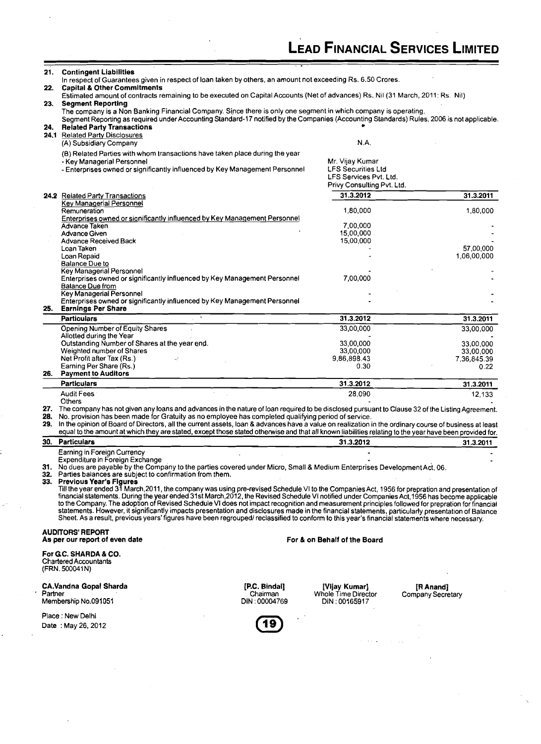**21. Contingent Liabilities**

In respect of Guarantees given in respect of loan taken by others, an amount not exceeding Rs. 6.50 Crores.

**22. Capital & Other Commitments**

Estimated amount of contracts remaining to be executed on Capital Accounts (Net of advances) Rs. Nil (31 March, 2011: Rs. Nil)

**23. Segment Reporting**

The company is a Non Banking Financial Company. Since there is only one segment in which company is operating, Segment Reporting as required under Accounting Standard-17 notified by the Companies (Accounting Standards) Rules, 2006 is not applicable.

**24. Related Party Transactions**

**24.1** Related Party Disclosures

| | |
|---|---|
| (A) Subsidiary Company | N.A. |
| (B) Related Parties with whom transactions have taken place during the year | |
| - Key Managerial Personnel | Mr. Vijay Kumar |
| - Enterprises owned or significantly influenced by Key Management Personnel | LFS Securities Ltd<br>LFS Services Pvt. Ltd.<br>Privy Consulting Pvt. Ltd. |

**24.2** Related Party Transactions

| | 31.3.2012 | 31.3.2011 |
|---|---|---|
| Key Managerial Personnel | | |
| Remuneration | 1,80,000 | 1,80,000 |
| Enterprises owned or significantly influenced by Key Management Personnel | | |
| Advance Taken | 7,00,000 | - |
| Advance Given | 15,00,000 | - |
| Advance Received Back | 15,00,000 | - |
| Loan Taken | - | 57,00,000 |
| Loan Repaid | - | 1,06,00,000 |
| Balance Due to | | |
| Key Managerial Personnel | - | - |
| Enterprises owned or significantly influenced by Key Management Personnel | 7,00,000 | - |
| Balance Due from | | |
| Key Managerial Personnel | - | - |
| Enterprises owned or significantly influenced by Key Management Personnel | - | - |

**25. Earnings Per Share**

| Particulars | 31.3.2012 | 31.3.2011 |
|---|---|---|
| Opening Number of Equity Shares | 33,00,000 | 33,00,000 |
| Allotted during the Year | - | - |
| Outstanding Number of Shares at the year end. | 33,00,000 | 33,00,000 |
| Weighted number of Shares | 33,00,000 | 33,00,000 |
| Net Profit after Tax (Rs.) | 9,86,898.43 | 7,36,845.39 |
| Earning Per Share (Rs.) | 0.30 | 0.22 |

**26. Payment to Auditors**

| Particulars | 31.3.2012 | 31.3.2011 |
|---|---|---|
| Audit Fees | 28,090 | 12,133 |
| Others | - | - |

**27.** The company has not given any loans and advances in the nature of loan required to be disclosed pursuant to Clause 32 of the Listing Agreement.

**28.** No. provision has been made for Gratuity as no employee has completed qualifying period of service.

**29.** In the opinion of Board of Directors, all the current assets, loan & advances have a value on realization in the ordinary course of business at least equal to the amount at which they are stated, except those stated otherwise and that all known liabilities relating to the year have been provided for.

| 30. Particulars | 31.3.2012 | 31.3.2011 |
|---|---|---|
| Earning in Foreign Currency | - | - |
| Expenditure in Foreign Exchange | - | - |

**31.** No dues are payable by the Company to the parties covered under Micro, Small & Medium Enterprises Development Act, 06.

**32.** Parties balances are subject to confirmation from them.

**33. Previous Year's Figures**

Till the year ended 31 March,2011, the company was using pre-revised Schedule VI to the Companies Act, 1956 for prepration and presentation of financial statements. During the year ended 31st March,2012, the Revised Schedule VI notified under Companies Act,1956 has become applicable to the Company. The adoption of Revised Schedule VI does not impact recognition and measurement principles followed for prepration for financial statements. However, it significantly impacts presentation and disclosures made in the financial statements, particularly presentation of Balance Sheet. As a result, previous years' figures have been regrouped/ reclassified to conform to this year's financial statements where necessary.

**AUDITORS' REPORT**
**As per our report of even date**

**For G.C. SHARDA & CO.**
Chartered Accountants
(FRN. 500041N)

**CA.Vandna Gopal Sharda**
Partner
Membership No.091051

Place : New Delhi
Date : May 26, 2012

**For & on Behalf of the Board**

**[P.C. Bindal]**
Chairman
DIN : 00004769

**[Vijay Kumar]**
Whole Time Director
DIN : 00165917

**[R Anand]**
Company Secretary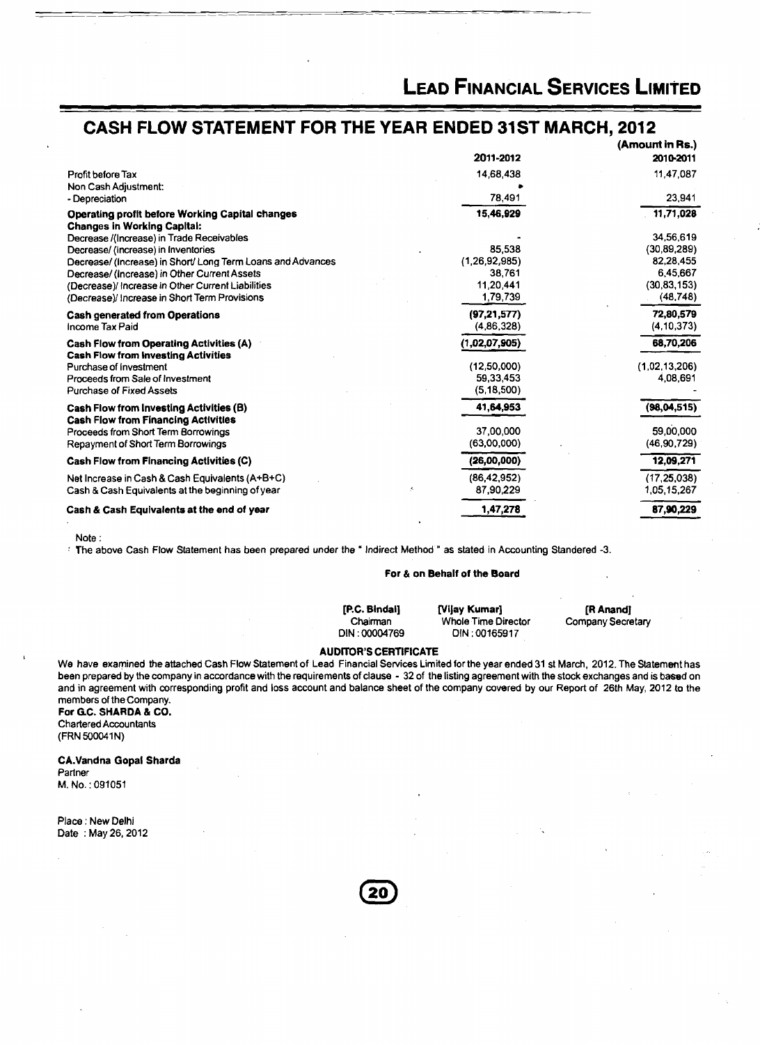# LEAD FINANCIAL SERVICES LIMITED

## CASH FLOW STATEMENT FOR THE YEAR ENDED 31ST MARCH, 2012

(Amount in Rs.)

| | 2011-2012 | 2010-2011 |
|---|---|---|
| Profit before Tax | 14,68,438 | 11,47,087 |
| Non Cash Adjustment: | | |
| - Depreciation | 78,491 | 23,941 |
| **Operating profit before Working Capital changes** | **15,46,929** | **11,71,028** |
| **Changes in Working Capital:** | | |
| Decrease /(Increase) in Trade Receivables | - | 34,56,619 |
| Decrease/ (increase) in Inventories | 85,538 | (30,89,289) |
| Decrease/ (Increase) in Short/ Long Term Loans and Advances | (1,26,92,985) | 82,28,455 |
| Decrease/ (Increase) in Other Current Assets | 38,761 | 6,45,667 |
| (Decrease)/ Increase in Other Current Liabilities | 11,20,441 | (30,83,153) |
| (Decrease)/ Increase in Short Term Provisions | 1,79,739 | (48,748) |
| **Cash generated from Operations** | **(97,21,577)** | **72,80,579** |
| Income Tax Paid | (4,86,328) | (4,10,373) |
| **Cash Flow from Operating Activities (A)** | **(1,02,07,905)** | **68,70,206** |
| **Cash Flow from Investing Activities** | | |
| Purchase of Investment | (12,50,000) | (1,02,13,206) |
| Proceeds from Sale of Investment | 59,33,453 | 4,08,691 |
| Purchase of Fixed Assets | (5,18,500) | - |
| **Cash Flow from Investing Activities (B)** | **41,64,953** | **(98,04,515)** |
| **Cash Flow from Financing Activities** | | |
| Proceeds from Short Term Borrowings | 37,00,000 | 59,00,000 |
| Repayment of Short Term Borrowings | (63,00,000) | (46,90,729) |
| **Cash Flow from Financing Activities (C)** | **(26,00,000)** | **12,09,271** |
| Net Increase in Cash & Cash Equivalents (A+B+C) | (86,42,952) | (17,25,038) |
| Cash & Cash Equivalents at the beginning of year | 87,90,229 | 1,05,15,267 |
| **Cash & Cash Equivalents at the end of year** | **1,47,278** | **87,90,229** |

Note :

The above Cash Flow Statement has been prepared under the " Indirect Method " as stated in Accounting Standered -3.

**For & on Behalf of the Board**

| | | |
|---|---|---|
| **[P.C. Bindal]** | **[Vijay Kumar]** | **[R Anand]** |
| Chairman | Whole Time Director | Company Secretary |
| DIN : 00004769 | DIN : 00165917 | |

**AUDITOR'S CERTIFICATE**

We have examined the attached Cash Flow Statement of Lead Financial Services Limited for the year ended 31 st March, 2012. The Statement has been prepared by the company in accordance with the requirements of clause - 32 of the listing agreement with the stock exchanges and is based on and in agreement with corresponding profit and loss account and balance sheet of the company covered by our Report of 26th May, 2012 to the members of the Company.

**For G.C. SHARDA & CO.**
Chartered Accountants
(FRN 500041N)

**CA.Vandna Gopal Sharda**
Partner
M. No. : 091051

Place : New Delhi
Date : May 26, 2012